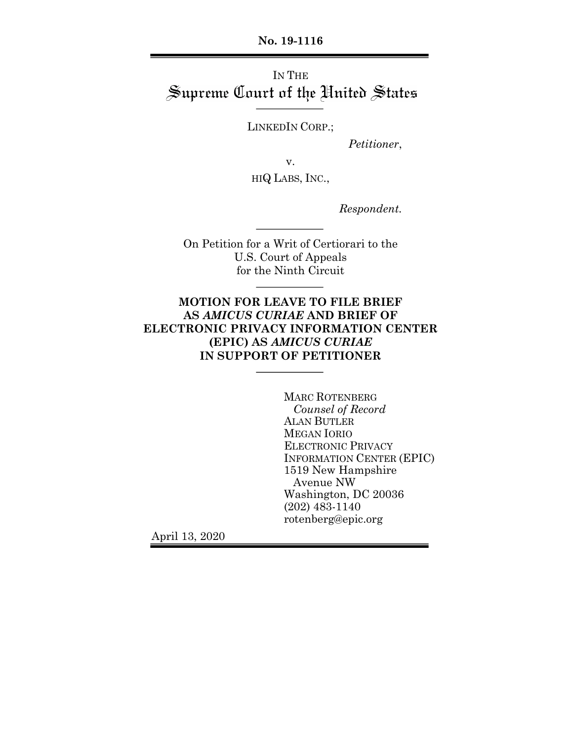**No. 19-1116**

IN THE

# Supreme Court of the United States

---

LINKEDIN CORP.;

*Petitioner*,

v.

HIQ LABS, INC.,

*Respondent*.

---

On Petition for a Writ of Certiorari to the U.S. Court of Appeals for the Ninth Circuit

---

**MOTION FOR LEAVE TO FILE BRIEF AS *AMICUS CURIAE* AND BRIEF OF ELECTRONIC PRIVACY INFORMATION CENTER (EPIC) AS *AMICUS CURIAE* IN SUPPORT OF PETITIONER**

---

MARC ROTENBERG
*Counsel of Record*
ALAN BUTLER
MEGAN IORIO
ELECTRONIC PRIVACY INFORMATION CENTER (EPIC)
1519 New Hampshire Avenue NW
Washington, DC 20036
(202) 483-1140
rotenberg@epic.org

April 13, 2020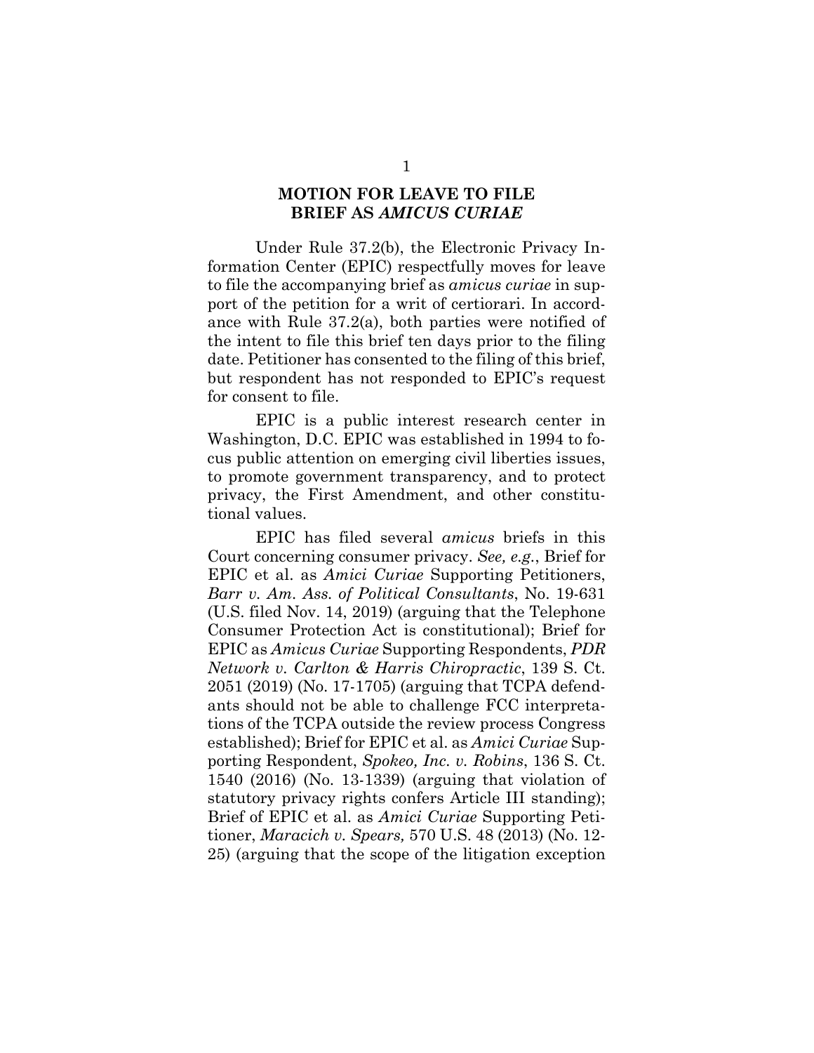# MOTION FOR LEAVE TO FILE BRIEF AS *AMICUS CURIAE*

Under Rule 37.2(b), the Electronic Privacy Information Center (EPIC) respectfully moves for leave to file the accompanying brief as *amicus curiae* in support of the petition for a writ of certiorari. In accordance with Rule 37.2(a), both parties were notified of the intent to file this brief ten days prior to the filing date. Petitioner has consented to the filing of this brief, but respondent has not responded to EPIC's request for consent to file.

EPIC is a public interest research center in Washington, D.C. EPIC was established in 1994 to focus public attention on emerging civil liberties issues, to promote government transparency, and to protect privacy, the First Amendment, and other constitutional values.

EPIC has filed several *amicus* briefs in this Court concerning consumer privacy. *See, e.g.*, Brief for EPIC et al. as *Amici Curiae* Supporting Petitioners, *Barr v. Am. Ass. of Political Consultants*, No. 19-631 (U.S. filed Nov. 14, 2019) (arguing that the Telephone Consumer Protection Act is constitutional); Brief for EPIC as *Amicus Curiae* Supporting Respondents, *PDR Network v. Carlton & Harris Chiropractic*, 139 S. Ct. 2051 (2019) (No. 17-1705) (arguing that TCPA defendants should not be able to challenge FCC interpretations of the TCPA outside the review process Congress established); Brief for EPIC et al. as *Amici Curiae* Supporting Respondent, *Spokeo, Inc. v. Robins*, 136 S. Ct. 1540 (2016) (No. 13-1339) (arguing that violation of statutory privacy rights confers Article III standing); Brief of EPIC et al. as *Amici Curiae* Supporting Petitioner, *Maracich v. Spears,* 570 U.S. 48 (2013) (No. 12-25) (arguing that the scope of the litigation exception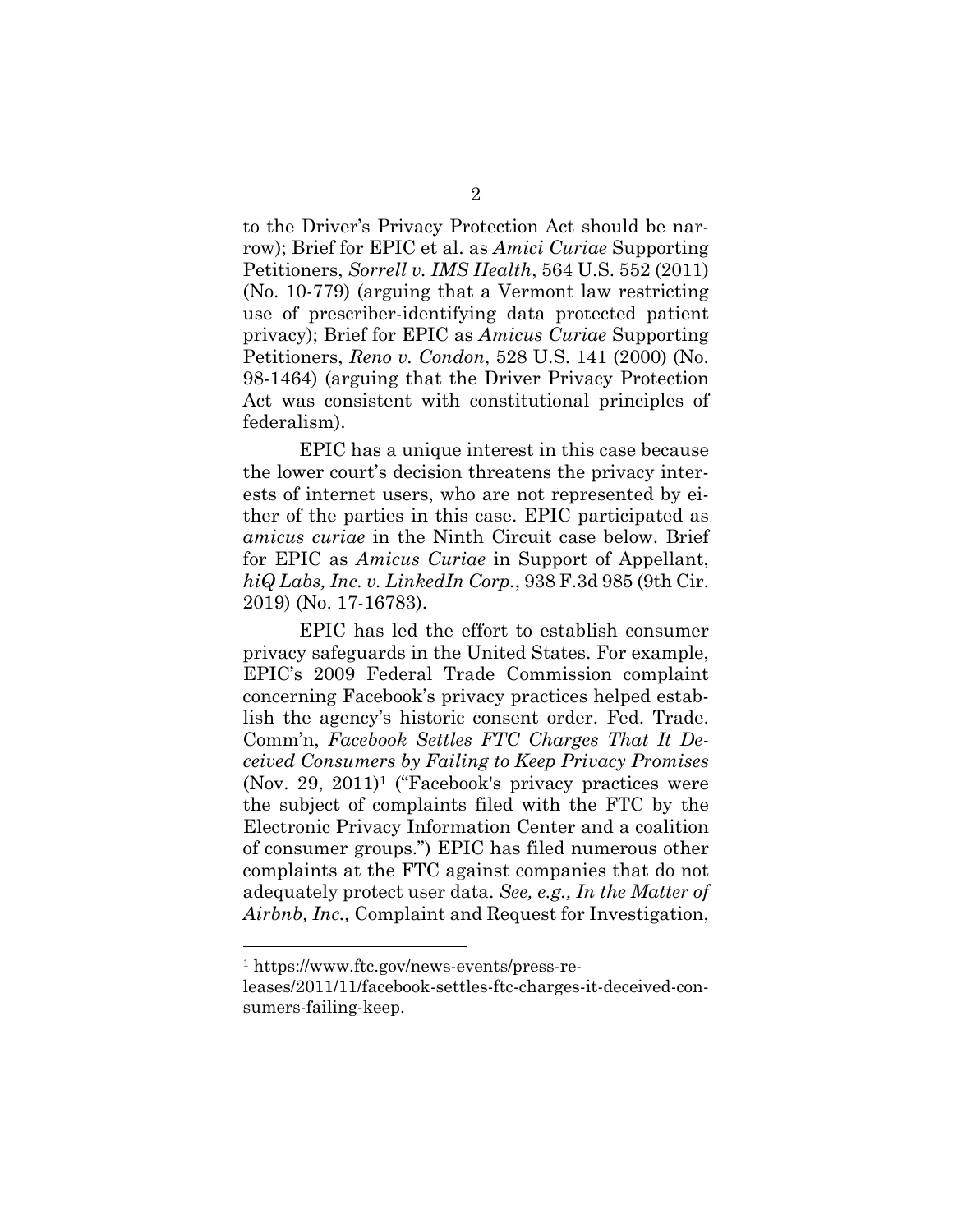to the Driver's Privacy Protection Act should be narrow); Brief for EPIC et al. as *Amici Curiae* Supporting Petitioners, *Sorrell v. IMS Health*, 564 U.S. 552 (2011) (No. 10-779) (arguing that a Vermont law restricting use of prescriber-identifying data protected patient privacy); Brief for EPIC as *Amicus Curiae* Supporting Petitioners, *Reno v. Condon*, 528 U.S. 141 (2000) (No. 98-1464) (arguing that the Driver Privacy Protection Act was consistent with constitutional principles of federalism).

EPIC has a unique interest in this case because the lower court's decision threatens the privacy interests of internet users, who are not represented by either of the parties in this case. EPIC participated as *amicus curiae* in the Ninth Circuit case below. Brief for EPIC as *Amicus Curiae* in Support of Appellant, *hiQ Labs, Inc. v. LinkedIn Corp.*, 938 F.3d 985 (9th Cir. 2019) (No. 17-16783).

EPIC has led the effort to establish consumer privacy safeguards in the United States. For example, EPIC's 2009 Federal Trade Commission complaint concerning Facebook's privacy practices helped establish the agency's historic consent order. Fed. Trade. Comm'n, *Facebook Settles FTC Charges That It Deceived Consumers by Failing to Keep Privacy Promises* (Nov. 29, 2011)[1] ("Facebook's privacy practices were the subject of complaints filed with the FTC by the Electronic Privacy Information Center and a coalition of consumer groups.") EPIC has filed numerous other complaints at the FTC against companies that do not adequately protect user data. *See, e.g., In the Matter of Airbnb, Inc.,* Complaint and Request for Investigation,

---

[1] https://www.ftc.gov/news-events/press-releases/2011/11/facebook-settles-ftc-charges-it-deceived-consumers-failing-keep.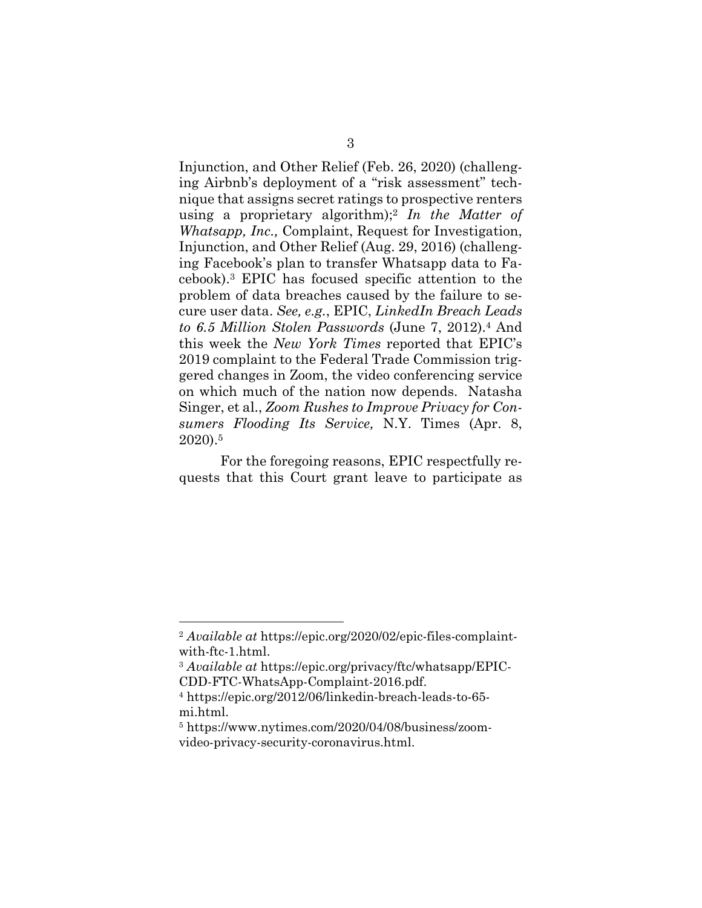Injunction, and Other Relief (Feb. 26, 2020) (challenging Airbnb's deployment of a "risk assessment" technique that assigns secret ratings to prospective renters using a proprietary algorithm);[2] *In the Matter of Whatsapp, Inc.,* Complaint, Request for Investigation, Injunction, and Other Relief (Aug. 29, 2016) (challenging Facebook's plan to transfer Whatsapp data to Facebook).[3] EPIC has focused specific attention to the problem of data breaches caused by the failure to secure user data. *See, e.g.*, EPIC, *LinkedIn Breach Leads to 6.5 Million Stolen Passwords* (June 7, 2012).[4] And this week the *New York Times* reported that EPIC's 2019 complaint to the Federal Trade Commission triggered changes in Zoom, the video conferencing service on which much of the nation now depends. Natasha Singer, et al., *Zoom Rushes to Improve Privacy for Consumers Flooding Its Service,* N.Y. Times (Apr. 8, 2020).[5]

For the foregoing reasons, EPIC respectfully requests that this Court grant leave to participate as

---

[2] *Available at* https://epic.org/2020/02/epic-files-complaint-with-ftc-1.html.

[3] *Available at* https://epic.org/privacy/ftc/whatsapp/EPIC-CDD-FTC-WhatsApp-Complaint-2016.pdf.

[4] https://epic.org/2012/06/linkedin-breach-leads-to-65-mi.html.

[5] https://www.nytimes.com/2020/04/08/business/zoom-video-privacy-security-coronavirus.html.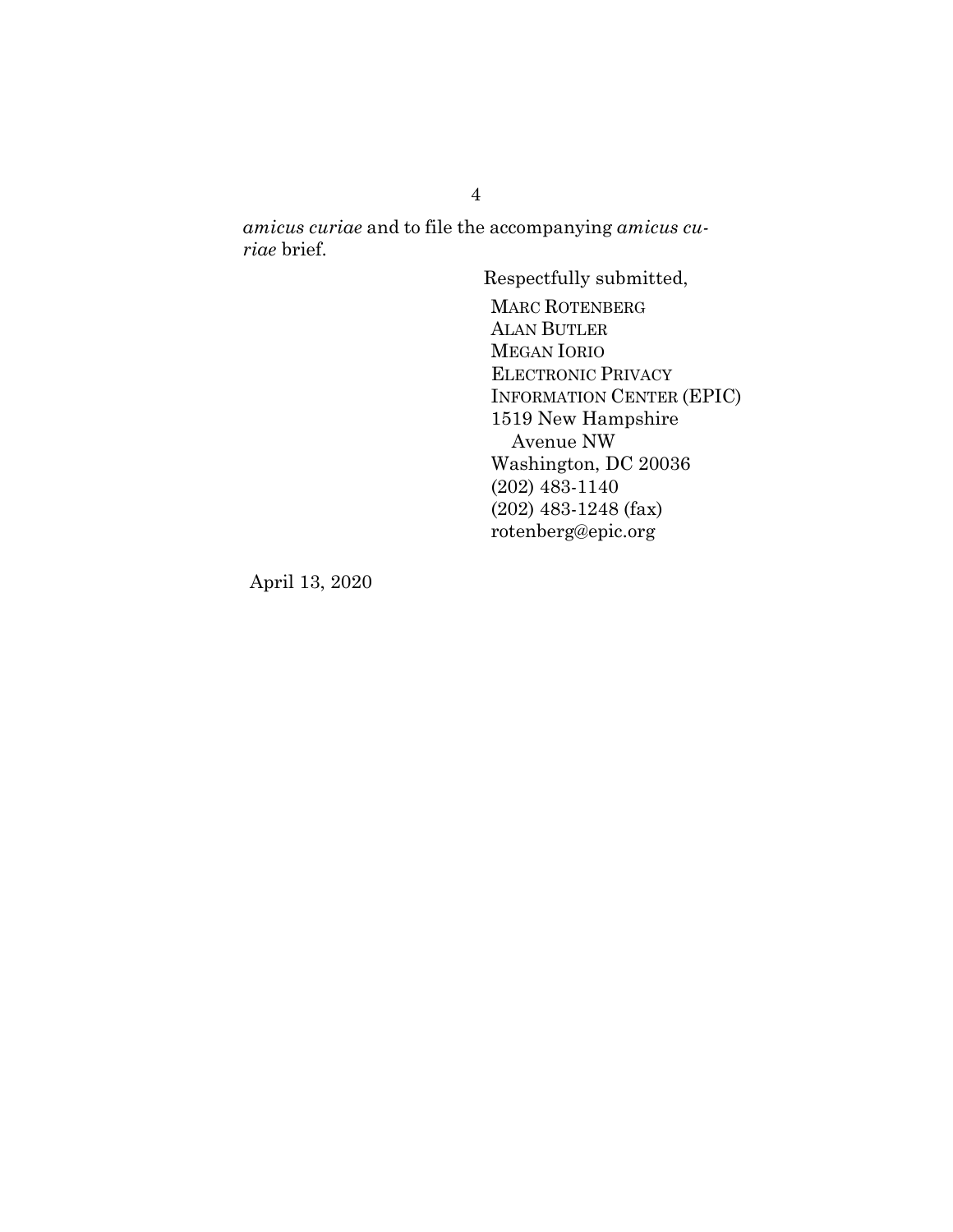*amicus curiae* and to file the accompanying *amicus curiae* brief.

Respectfully submitted,

MARC ROTENBERG
ALAN BUTLER
MEGAN IORIO
ELECTRONIC PRIVACY INFORMATION CENTER (EPIC)
1519 New Hampshire Avenue NW
Washington, DC 20036
(202) 483-1140
(202) 483-1248 (fax)
rotenberg@epic.org

April 13, 2020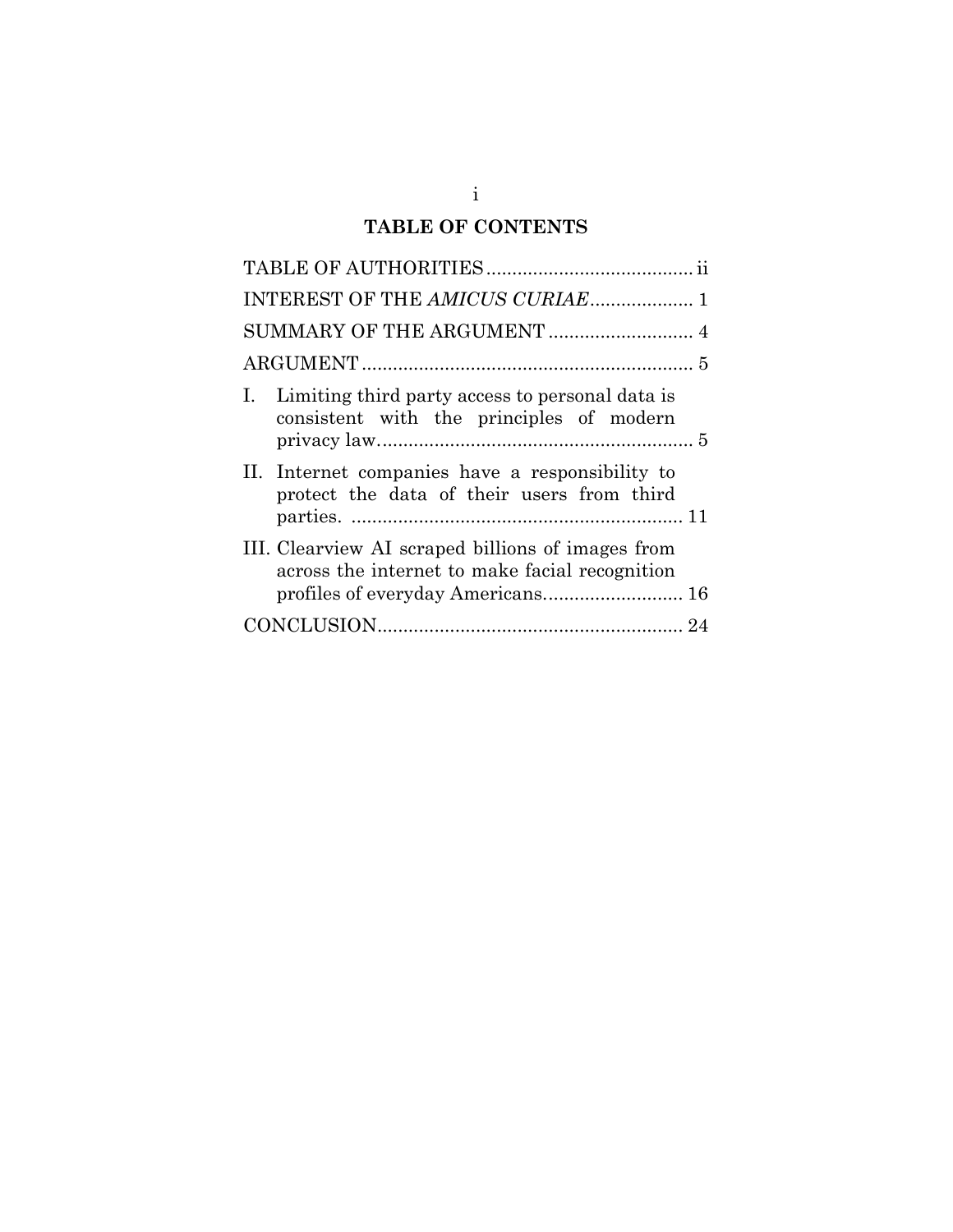## TABLE OF CONTENTS

TABLE OF AUTHORITIES ........................................ ii

INTEREST OF THE *AMICUS CURIAE* .................... 1

SUMMARY OF THE ARGUMENT ............................ 4

ARGUMENT ................................................................ 5

I. Limiting third party access to personal data is consistent with the principles of modern privacy law ............................................................. 5

II. Internet companies have a responsibility to protect the data of their users from third parties. ................................................................ 11

III. Clearview AI scraped billions of images from across the internet to make facial recognition profiles of everyday Americans........................... 16

CONCLUSION.......................................................... 24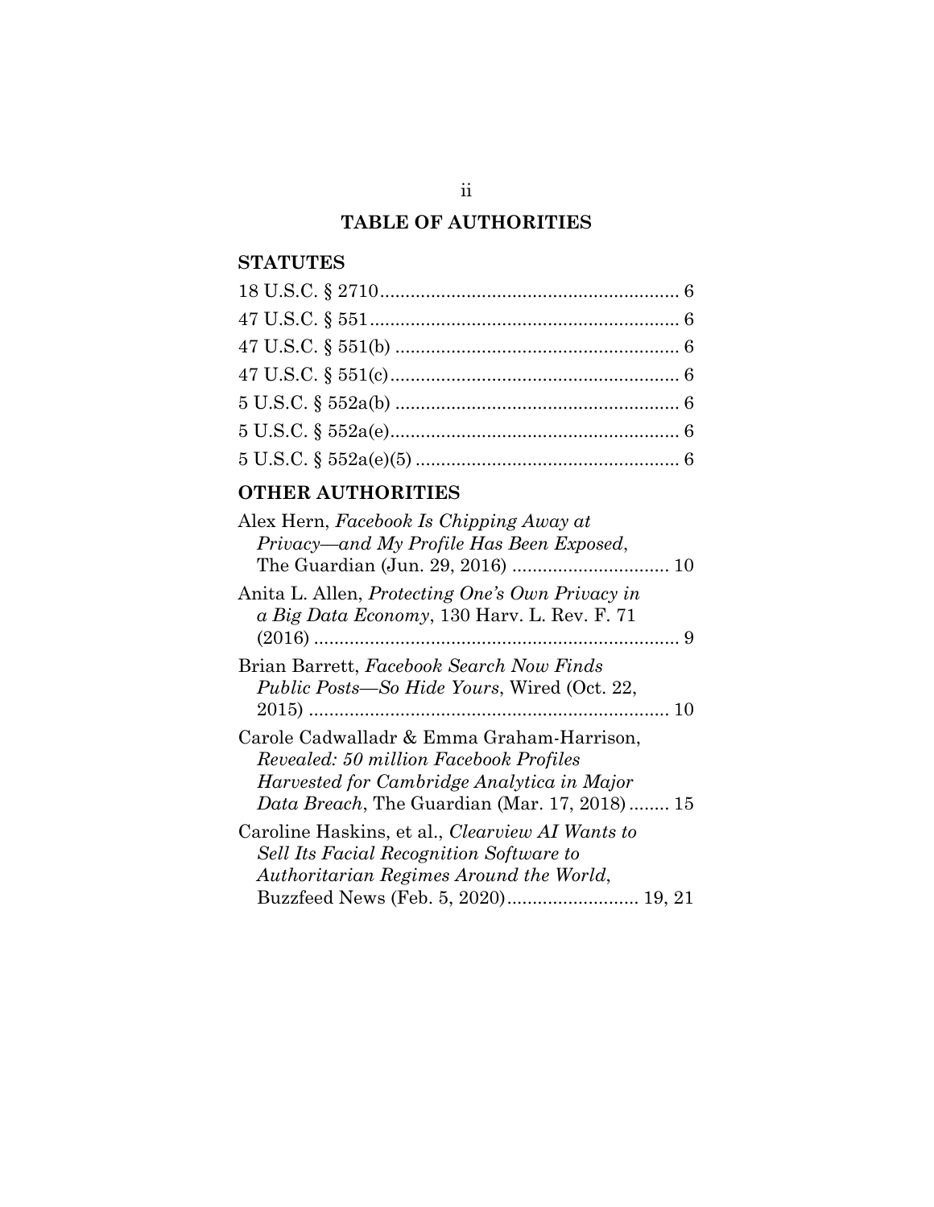## TABLE OF AUTHORITIES

### STATUTES

18 U.S.C. § 2710 .......................................................... 6

47 U.S.C. § 551 ............................................................ 6

47 U.S.C. § 551(b) ....................................................... 6

47 U.S.C. § 551(c) ........................................................ 6

5 U.S.C. § 552a(b) ....................................................... 6

5 U.S.C. § 552a(e) ........................................................ 6

5 U.S.C. § 552a(e)(5) ................................................... 6

### OTHER AUTHORITIES

Alex Hern, *Facebook Is Chipping Away at Privacy—and My Profile Has Been Exposed*, The Guardian (Jun. 29, 2016) ............................... 10

Anita L. Allen, *Protecting One's Own Privacy in a Big Data Economy*, 130 Harv. L. Rev. F. 71 (2016) ......................................................................... 9

Brian Barrett, *Facebook Search Now Finds Public Posts—So Hide Yours*, Wired (Oct. 22, 2015) ....................................................................... 10

Carole Cadwalladr & Emma Graham-Harrison, *Revealed: 50 million Facebook Profiles Harvested for Cambridge Analytica in Major Data Breach*, The Guardian (Mar. 17, 2018) ........ 15

Caroline Haskins, et al., *Clearview AI Wants to Sell Its Facial Recognition Software to Authoritarian Regimes Around the World*, Buzzfeed News (Feb. 5, 2020) .......................... 19, 21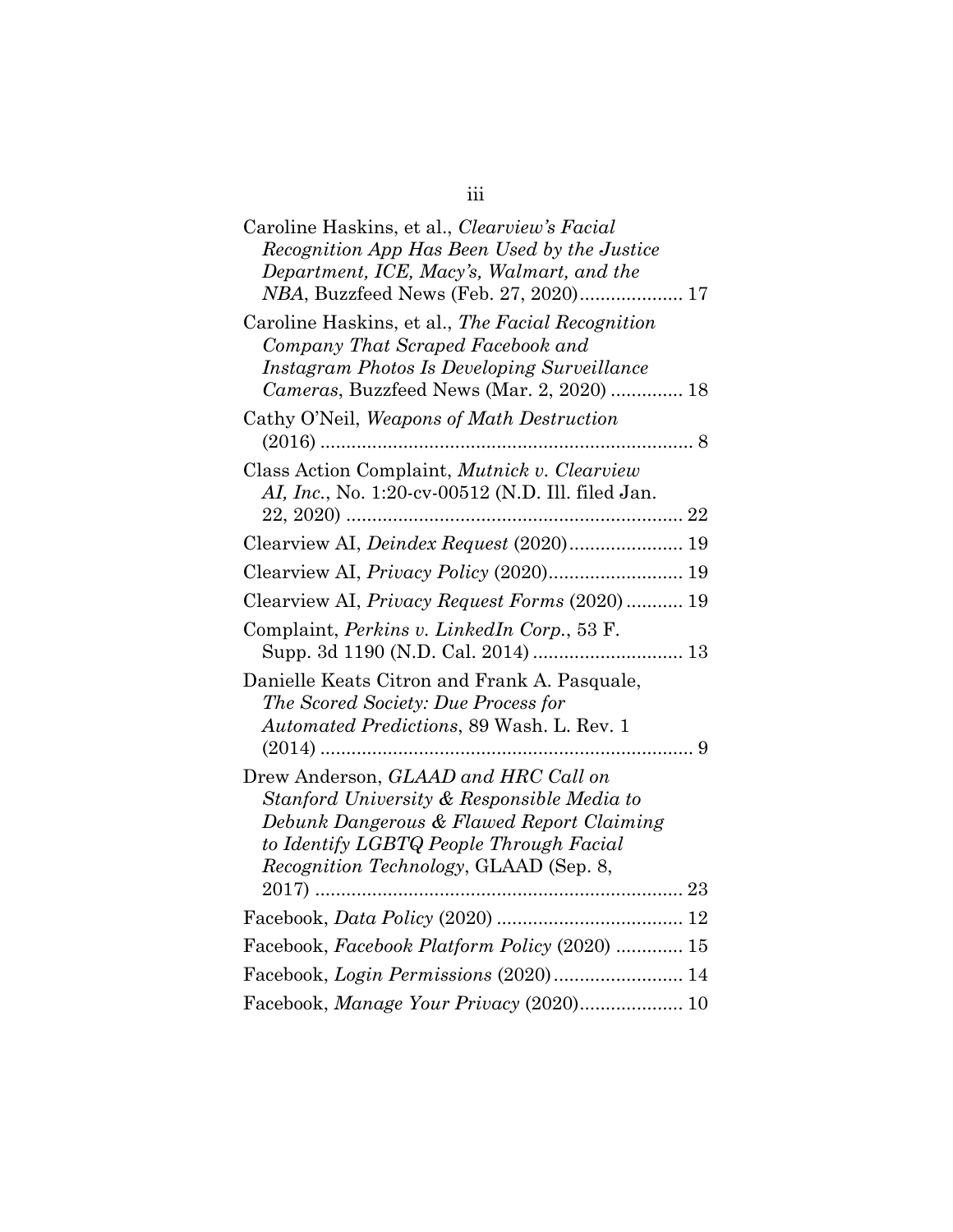Caroline Haskins, et al., *Clearview's Facial Recognition App Has Been Used by the Justice Department, ICE, Macy's, Walmart, and the NBA*, Buzzfeed News (Feb. 27, 2020).................... 17

Caroline Haskins, et al., *The Facial Recognition Company That Scraped Facebook and Instagram Photos Is Developing Surveillance Cameras*, Buzzfeed News (Mar. 2, 2020) .............. 18

Cathy O'Neil, *Weapons of Math Destruction* (2016) ........................................................................ 8

Class Action Complaint, *Mutnick v. Clearview AI, Inc.*, No. 1:20-cv-00512 (N.D. Ill. filed Jan. 22, 2020) ................................................................. 22

Clearview AI, *Deindex Request* (2020)...................... 19

Clearview AI, *Privacy Policy* (2020).......................... 19

Clearview AI, *Privacy Request Forms* (2020) ........... 19

Complaint, *Perkins v. LinkedIn Corp.*, 53 F. Supp. 3d 1190 (N.D. Cal. 2014) ............................. 13

Danielle Keats Citron and Frank A. Pasquale, *The Scored Society: Due Process for Automated Predictions*, 89 Wash. L. Rev. 1 (2014) ........................................................................ 9

Drew Anderson, *GLAAD and HRC Call on Stanford University & Responsible Media to Debunk Dangerous & Flawed Report Claiming to Identify LGBTQ People Through Facial Recognition Technology*, GLAAD (Sep. 8, 2017) ....................................................................... 23

Facebook, *Data Policy* (2020) .................................... 12

Facebook, *Facebook Platform Policy* (2020) ............. 15

Facebook, *Login Permissions* (2020)......................... 14

Facebook, *Manage Your Privacy* (2020).................... 10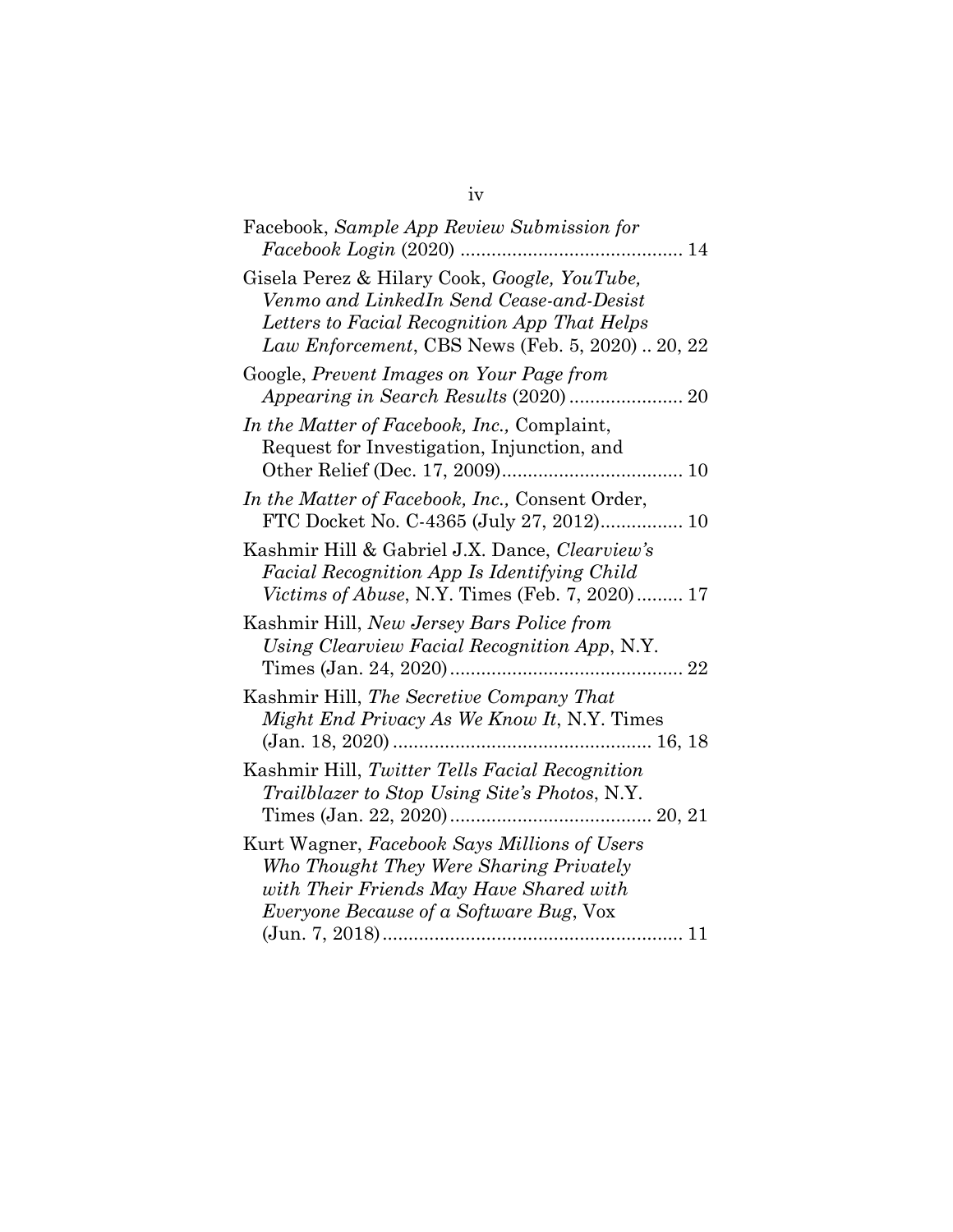Facebook, *Sample App Review Submission for Facebook Login* (2020) .......................................... 14

Gisela Perez & Hilary Cook, *Google, YouTube, Venmo and LinkedIn Send Cease-and-Desist Letters to Facial Recognition App That Helps Law Enforcement*, CBS News (Feb. 5, 2020) .. 20, 22

Google, *Prevent Images on Your Page from Appearing in Search Results* (2020) ..................... 20

*In the Matter of Facebook, Inc.,* Complaint, Request for Investigation, Injunction, and Other Relief (Dec. 17, 2009).................................. 10

*In the Matter of Facebook, Inc.,* Consent Order, FTC Docket No. C-4365 (July 27, 2012)................ 10

Kashmir Hill & Gabriel J.X. Dance, *Clearview's Facial Recognition App Is Identifying Child Victims of Abuse*, N.Y. Times (Feb. 7, 2020)......... 17

Kashmir Hill, *New Jersey Bars Police from Using Clearview Facial Recognition App*, N.Y. Times (Jan. 24, 2020)............................................ 22

Kashmir Hill, *The Secretive Company That Might End Privacy As We Know It*, N.Y. Times (Jan. 18, 2020) ................................................. 16, 18

Kashmir Hill, *Twitter Tells Facial Recognition Trailblazer to Stop Using Site's Photos*, N.Y. Times (Jan. 22, 2020)....................................... 20, 21

Kurt Wagner, *Facebook Says Millions of Users Who Thought They Were Sharing Privately with Their Friends May Have Shared with Everyone Because of a Software Bug*, Vox (Jun. 7, 2018)......................................................... 11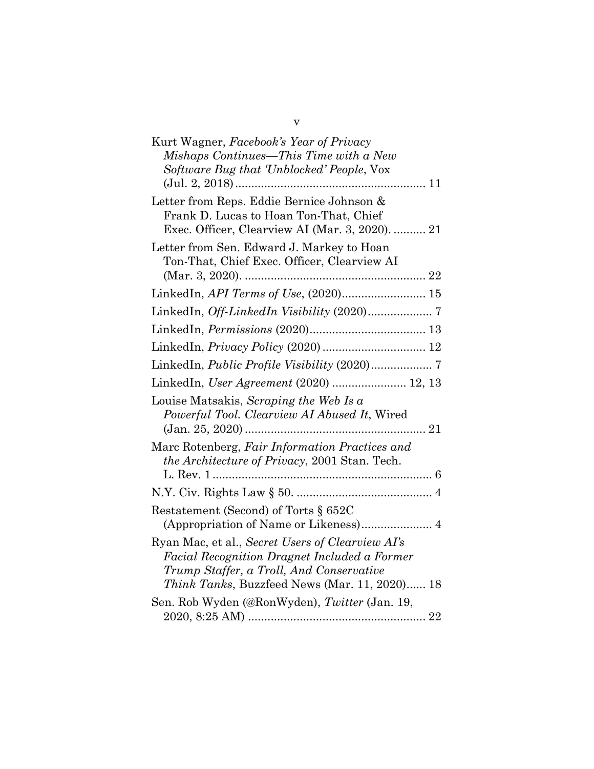Kurt Wagner, *Facebook's Year of Privacy Mishaps Continues—This Time with a New Software Bug that 'Unblocked' People*, Vox (Jul. 2, 2018) .......................................................... 11

Letter from Reps. Eddie Bernice Johnson & Frank D. Lucas to Hoan Ton-That, Chief Exec. Officer, Clearview AI (Mar. 3, 2020). .......... 21

Letter from Sen. Edward J. Markey to Hoan Ton-That, Chief Exec. Officer, Clearview AI (Mar. 3, 2020). ........................................................ 22

LinkedIn, *API Terms of Use*, (2020).......................... 15

LinkedIn, *Off-LinkedIn Visibility* (2020).................... 7

LinkedIn, *Permissions* (2020).................................... 13

LinkedIn, *Privacy Policy* (2020) ................................ 12

LinkedIn, *Public Profile Visibility* (2020)................... 7

LinkedIn, *User Agreement* (2020) ....................... 12, 13

Louise Matsakis, *Scraping the Web Is a Powerful Tool. Clearview AI Abused It*, Wired (Jan. 25, 2020) ........................................................ 21

Marc Rotenberg, *Fair Information Practices and the Architecture of Privacy*, 2001 Stan. Tech. L. Rev. 1 .................................................................... 6

N.Y. Civ. Rights Law § 50. .......................................... 4

Restatement (Second) of Torts § 652C (Appropriation of Name or Likeness)...................... 4

Ryan Mac, et al., *Secret Users of Clearview AI's Facial Recognition Dragnet Included a Former Trump Staffer, a Troll, And Conservative Think Tanks*, Buzzfeed News (Mar. 11, 2020)...... 18

Sen. Rob Wyden (@RonWyden), *Twitter* (Jan. 19, 2020, 8:25 AM) ...................................................... 22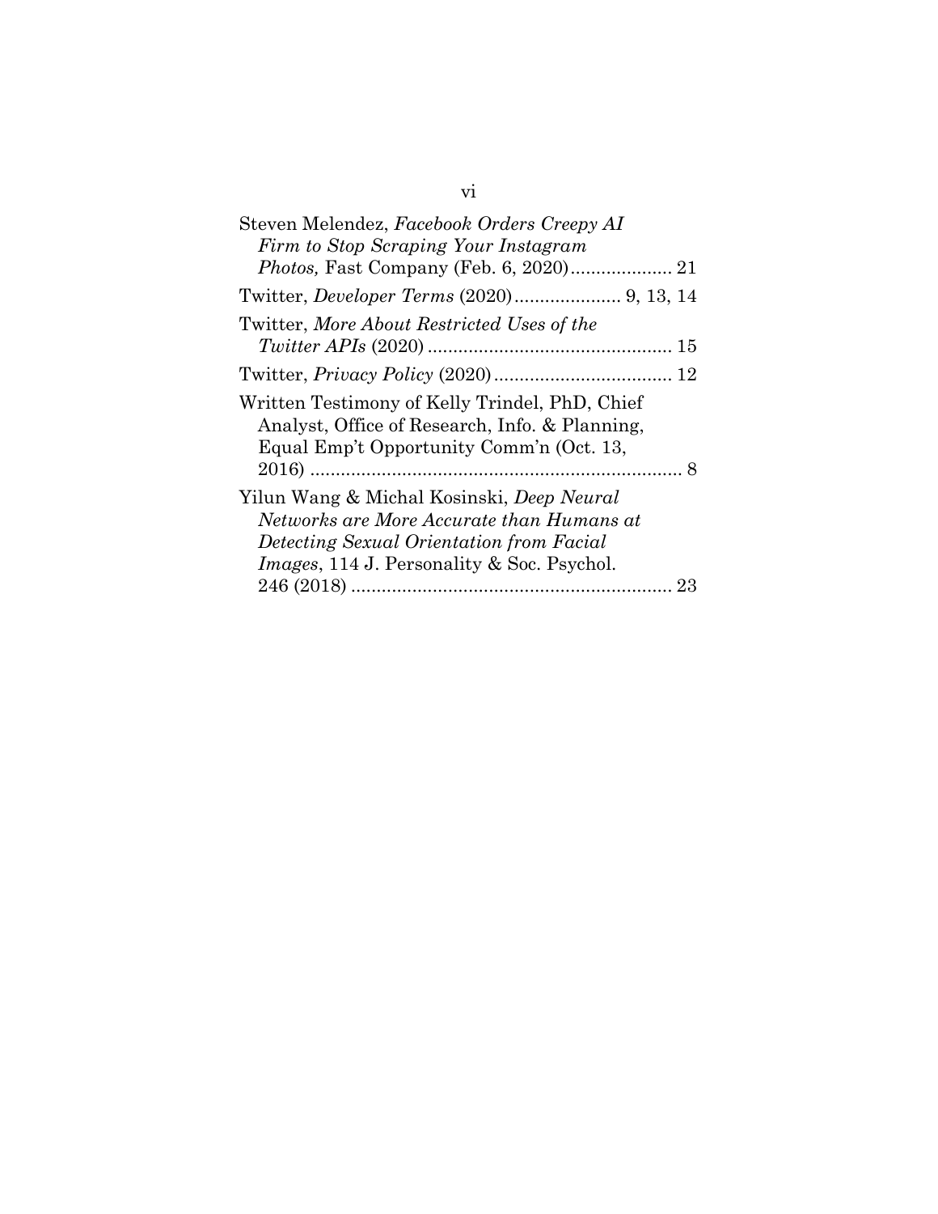Steven Melendez, *Facebook Orders Creepy AI Firm to Stop Scraping Your Instagram Photos,* Fast Company (Feb. 6, 2020) .................... 21

Twitter, *Developer Terms* (2020) ..................... 9, 13, 14

Twitter, *More About Restricted Uses of the Twitter APIs* (2020) ................................................ 15

Twitter, *Privacy Policy* (2020) ................................... 12

Written Testimony of Kelly Trindel, PhD, Chief Analyst, Office of Research, Info. & Planning, Equal Emp't Opportunity Comm'n (Oct. 13, 2016) ......................................................................... 8

Yilun Wang & Michal Kosinski, *Deep Neural Networks are More Accurate than Humans at Detecting Sexual Orientation from Facial Images*, 114 J. Personality & Soc. Psychol. 246 (2018) ............................................................... 23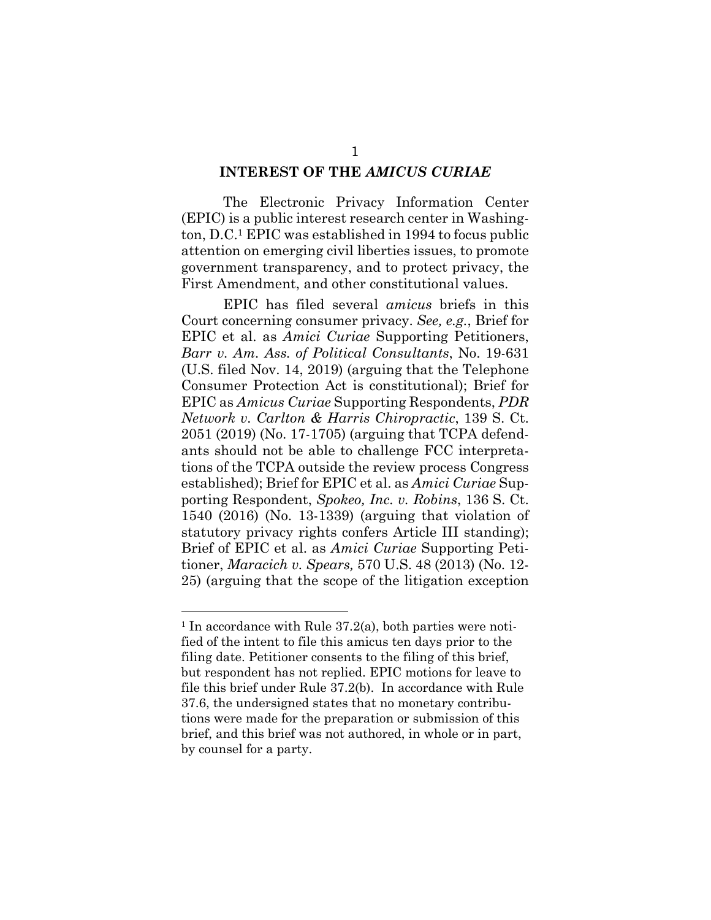## INTEREST OF THE *AMICUS CURIAE*

The Electronic Privacy Information Center (EPIC) is a public interest research center in Washington, D.C.[1] EPIC was established in 1994 to focus public attention on emerging civil liberties issues, to promote government transparency, and to protect privacy, the First Amendment, and other constitutional values.

EPIC has filed several *amicus* briefs in this Court concerning consumer privacy. *See, e.g.*, Brief for EPIC et al. as *Amici Curiae* Supporting Petitioners, *Barr v. Am. Ass. of Political Consultants*, No. 19-631 (U.S. filed Nov. 14, 2019) (arguing that the Telephone Consumer Protection Act is constitutional); Brief for EPIC as *Amicus Curiae* Supporting Respondents, *PDR Network v. Carlton & Harris Chiropractic*, 139 S. Ct. 2051 (2019) (No. 17-1705) (arguing that TCPA defendants should not be able to challenge FCC interpretations of the TCPA outside the review process Congress established); Brief for EPIC et al. as *Amici Curiae* Supporting Respondent, *Spokeo, Inc. v. Robins*, 136 S. Ct. 1540 (2016) (No. 13-1339) (arguing that violation of statutory privacy rights confers Article III standing); Brief of EPIC et al. as *Amici Curiae* Supporting Petitioner, *Maracich v. Spears,* 570 U.S. 48 (2013) (No. 12-25) (arguing that the scope of the litigation exception

[1] In accordance with Rule 37.2(a), both parties were notified of the intent to file this amicus ten days prior to the filing date. Petitioner consents to the filing of this brief, but respondent has not replied. EPIC motions for leave to file this brief under Rule 37.2(b). In accordance with Rule 37.6, the undersigned states that no monetary contributions were made for the preparation or submission of this brief, and this brief was not authored, in whole or in part, by counsel for a party.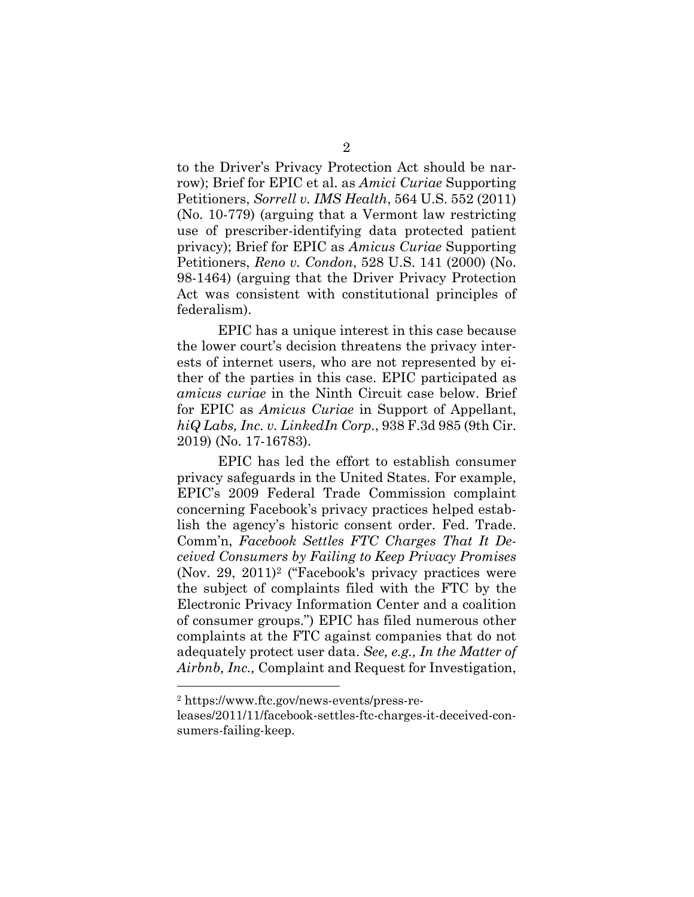to the Driver's Privacy Protection Act should be narrow); Brief for EPIC et al. as *Amici Curiae* Supporting Petitioners, *Sorrell v. IMS Health*, 564 U.S. 552 (2011) (No. 10-779) (arguing that a Vermont law restricting use of prescriber-identifying data protected patient privacy); Brief for EPIC as *Amicus Curiae* Supporting Petitioners, *Reno v. Condon*, 528 U.S. 141 (2000) (No. 98-1464) (arguing that the Driver Privacy Protection Act was consistent with constitutional principles of federalism).

EPIC has a unique interest in this case because the lower court's decision threatens the privacy interests of internet users, who are not represented by either of the parties in this case. EPIC participated as *amicus curiae* in the Ninth Circuit case below. Brief for EPIC as *Amicus Curiae* in Support of Appellant, *hiQ Labs, Inc. v. LinkedIn Corp.*, 938 F.3d 985 (9th Cir. 2019) (No. 17-16783).

EPIC has led the effort to establish consumer privacy safeguards in the United States. For example, EPIC's 2009 Federal Trade Commission complaint concerning Facebook's privacy practices helped establish the agency's historic consent order. Fed. Trade. Comm'n, *Facebook Settles FTC Charges That It Deceived Consumers by Failing to Keep Privacy Promises* (Nov. 29, 2011)[2] ("Facebook's privacy practices were the subject of complaints filed with the FTC by the Electronic Privacy Information Center and a coalition of consumer groups.") EPIC has filed numerous other complaints at the FTC against companies that do not adequately protect user data. *See, e.g., In the Matter of Airbnb, Inc.,* Complaint and Request for Investigation,

---

[2] https://www.ftc.gov/news-events/press-releases/2011/11/facebook-settles-ftc-charges-it-deceived-consumers-failing-keep.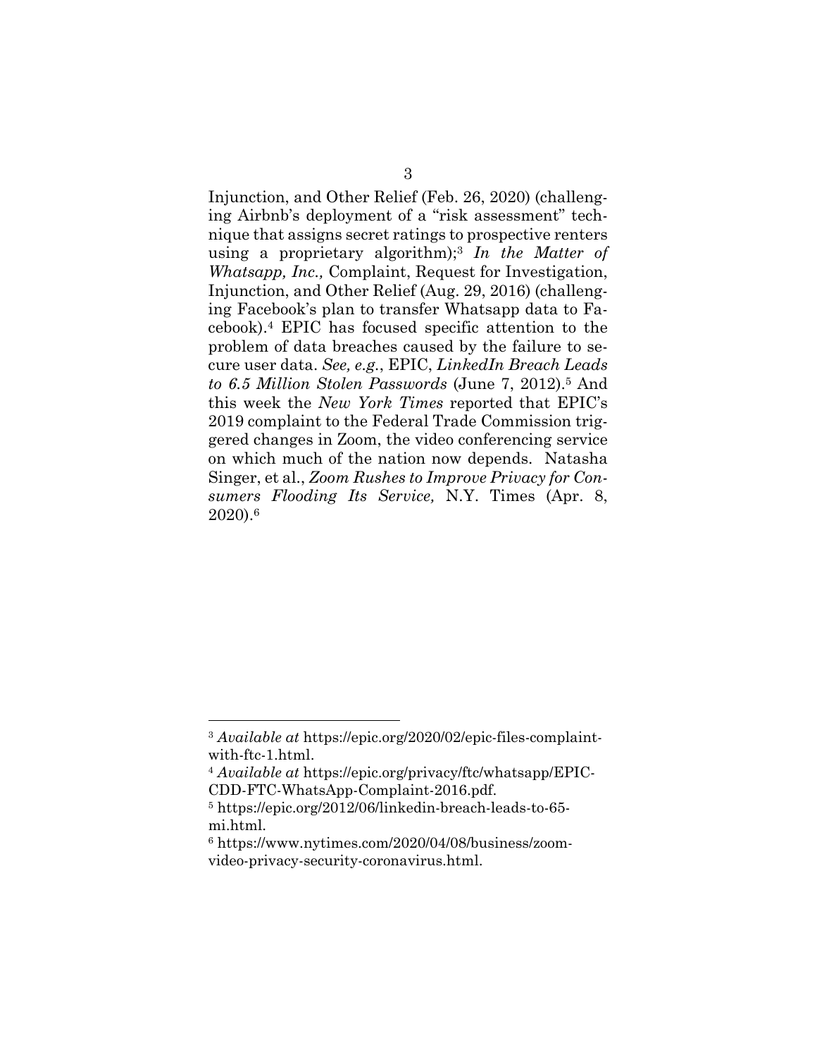Injunction, and Other Relief (Feb. 26, 2020) (challenging Airbnb's deployment of a "risk assessment" technique that assigns secret ratings to prospective renters using a proprietary algorithm);[3] *In the Matter of Whatsapp, Inc.,* Complaint, Request for Investigation, Injunction, and Other Relief (Aug. 29, 2016) (challenging Facebook's plan to transfer Whatsapp data to Facebook).[4] EPIC has focused specific attention to the problem of data breaches caused by the failure to secure user data. *See, e.g.*, EPIC, *LinkedIn Breach Leads to 6.5 Million Stolen Passwords* (June 7, 2012).[5] And this week the *New York Times* reported that EPIC's 2019 complaint to the Federal Trade Commission triggered changes in Zoom, the video conferencing service on which much of the nation now depends. Natasha Singer, et al., *Zoom Rushes to Improve Privacy for Consumers Flooding Its Service,* N.Y. Times (Apr. 8, 2020).[6]

---

[3] *Available at* https://epic.org/2020/02/epic-files-complaint-with-ftc-1.html.

[4] *Available at* https://epic.org/privacy/ftc/whatsapp/EPIC-CDD-FTC-WhatsApp-Complaint-2016.pdf.

[5] https://epic.org/2012/06/linkedin-breach-leads-to-65-mi.html.

[6] https://www.nytimes.com/2020/04/08/business/zoom-video-privacy-security-coronavirus.html.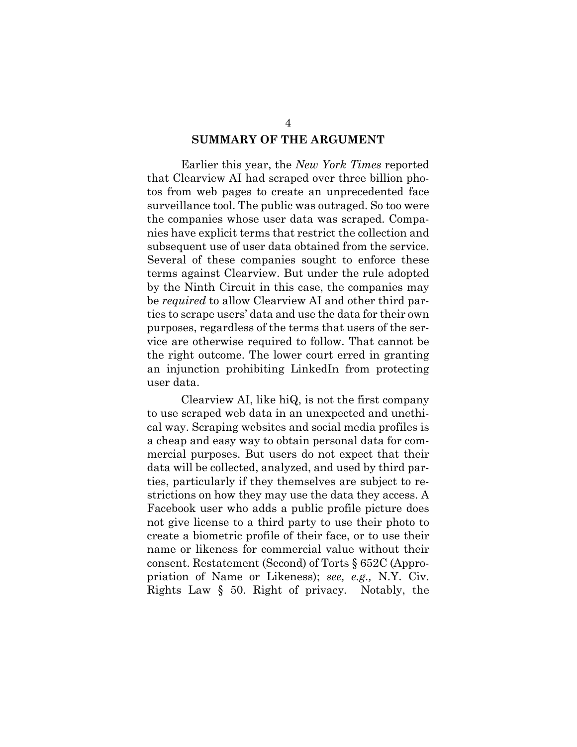## SUMMARY OF THE ARGUMENT

Earlier this year, the *New York Times* reported that Clearview AI had scraped over three billion photos from web pages to create an unprecedented face surveillance tool. The public was outraged. So too were the companies whose user data was scraped. Companies have explicit terms that restrict the collection and subsequent use of user data obtained from the service. Several of these companies sought to enforce these terms against Clearview. But under the rule adopted by the Ninth Circuit in this case, the companies may be *required* to allow Clearview AI and other third parties to scrape users' data and use the data for their own purposes, regardless of the terms that users of the service are otherwise required to follow. That cannot be the right outcome. The lower court erred in granting an injunction prohibiting LinkedIn from protecting user data.

Clearview AI, like hiQ, is not the first company to use scraped web data in an unexpected and unethical way. Scraping websites and social media profiles is a cheap and easy way to obtain personal data for commercial purposes. But users do not expect that their data will be collected, analyzed, and used by third parties, particularly if they themselves are subject to restrictions on how they may use the data they access. A Facebook user who adds a public profile picture does not give license to a third party to use their photo to create a biometric profile of their face, or to use their name or likeness for commercial value without their consent. Restatement (Second) of Torts § 652C (Appropriation of Name or Likeness); *see, e.g.,* N.Y. Civ. Rights Law § 50. Right of privacy. Notably, the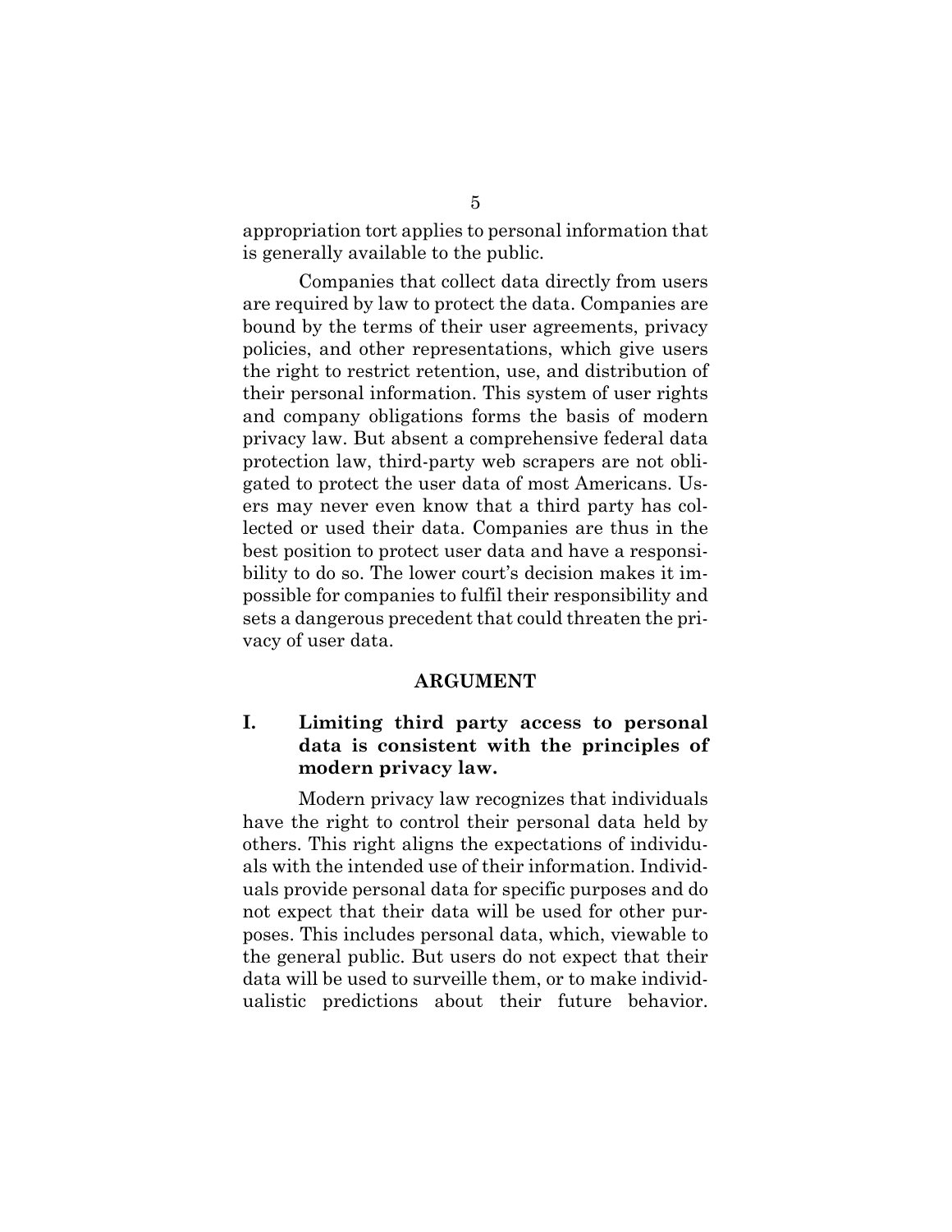appropriation tort applies to personal information that is generally available to the public.

Companies that collect data directly from users are required by law to protect the data. Companies are bound by the terms of their user agreements, privacy policies, and other representations, which give users the right to restrict retention, use, and distribution of their personal information. This system of user rights and company obligations forms the basis of modern privacy law. But absent a comprehensive federal data protection law, third-party web scrapers are not obligated to protect the user data of most Americans. Users may never even know that a third party has collected or used their data. Companies are thus in the best position to protect user data and have a responsibility to do so. The lower court's decision makes it impossible for companies to fulfil their responsibility and sets a dangerous precedent that could threaten the privacy of user data.

## ARGUMENT

### I. Limiting third party access to personal data is consistent with the principles of modern privacy law.

Modern privacy law recognizes that individuals have the right to control their personal data held by others. This right aligns the expectations of individuals with the intended use of their information. Individuals provide personal data for specific purposes and do not expect that their data will be used for other purposes. This includes personal data, which, viewable to the general public. But users do not expect that their data will be used to surveille them, or to make individualistic predictions about their future behavior.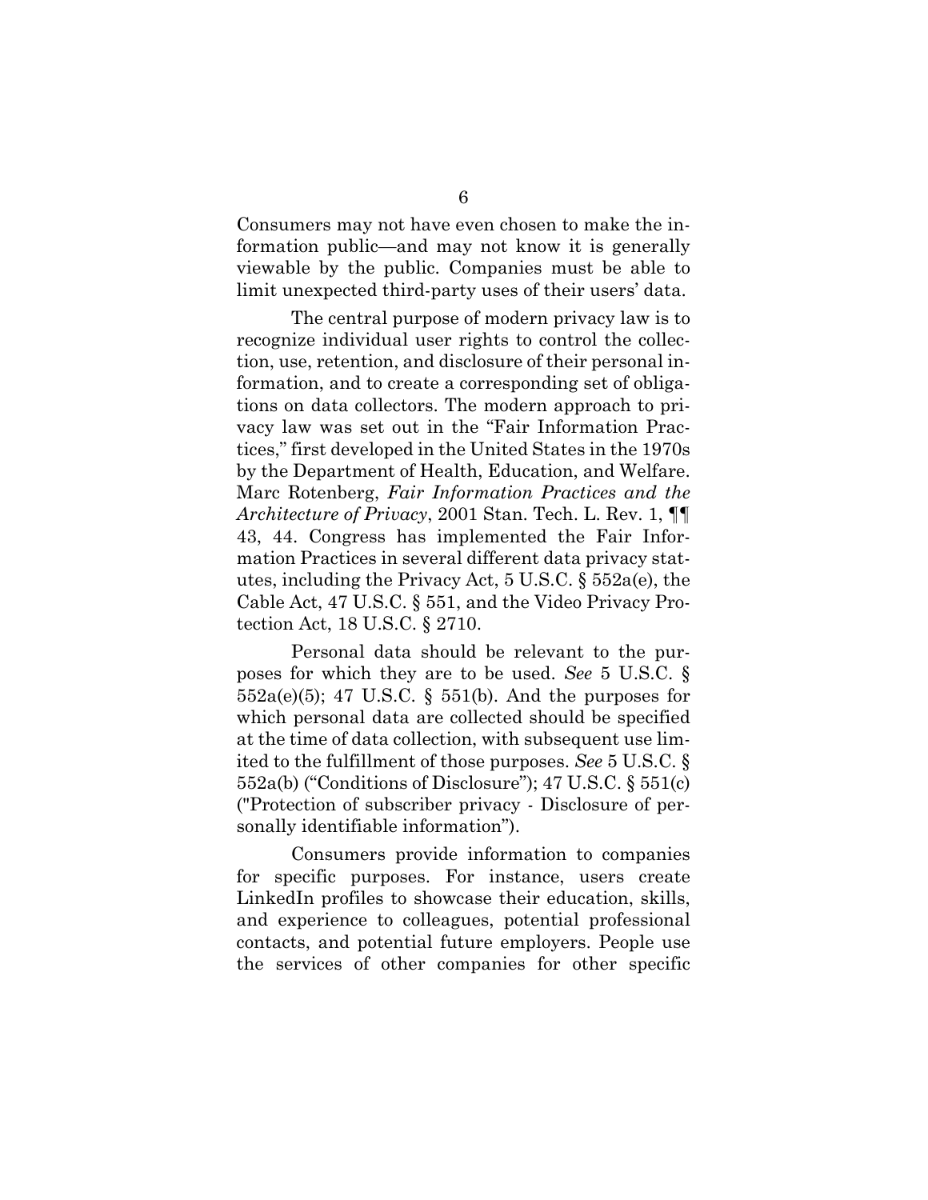Consumers may not have even chosen to make the information public—and may not know it is generally viewable by the public. Companies must be able to limit unexpected third-party uses of their users' data.

The central purpose of modern privacy law is to recognize individual user rights to control the collection, use, retention, and disclosure of their personal information, and to create a corresponding set of obligations on data collectors. The modern approach to privacy law was set out in the "Fair Information Practices," first developed in the United States in the 1970s by the Department of Health, Education, and Welfare. Marc Rotenberg, *Fair Information Practices and the Architecture of Privacy*, 2001 Stan. Tech. L. Rev. 1, ¶¶ 43, 44. Congress has implemented the Fair Information Practices in several different data privacy statutes, including the Privacy Act, 5 U.S.C. § 552a(e), the Cable Act, 47 U.S.C. § 551, and the Video Privacy Protection Act, 18 U.S.C. § 2710.

Personal data should be relevant to the purposes for which they are to be used. *See* 5 U.S.C. § 552a(e)(5); 47 U.S.C. § 551(b). And the purposes for which personal data are collected should be specified at the time of data collection, with subsequent use limited to the fulfillment of those purposes. *See* 5 U.S.C. § 552a(b) ("Conditions of Disclosure"); 47 U.S.C. § 551(c) ("Protection of subscriber privacy - Disclosure of personally identifiable information").

Consumers provide information to companies for specific purposes. For instance, users create LinkedIn profiles to showcase their education, skills, and experience to colleagues, potential professional contacts, and potential future employers. People use the services of other companies for other specific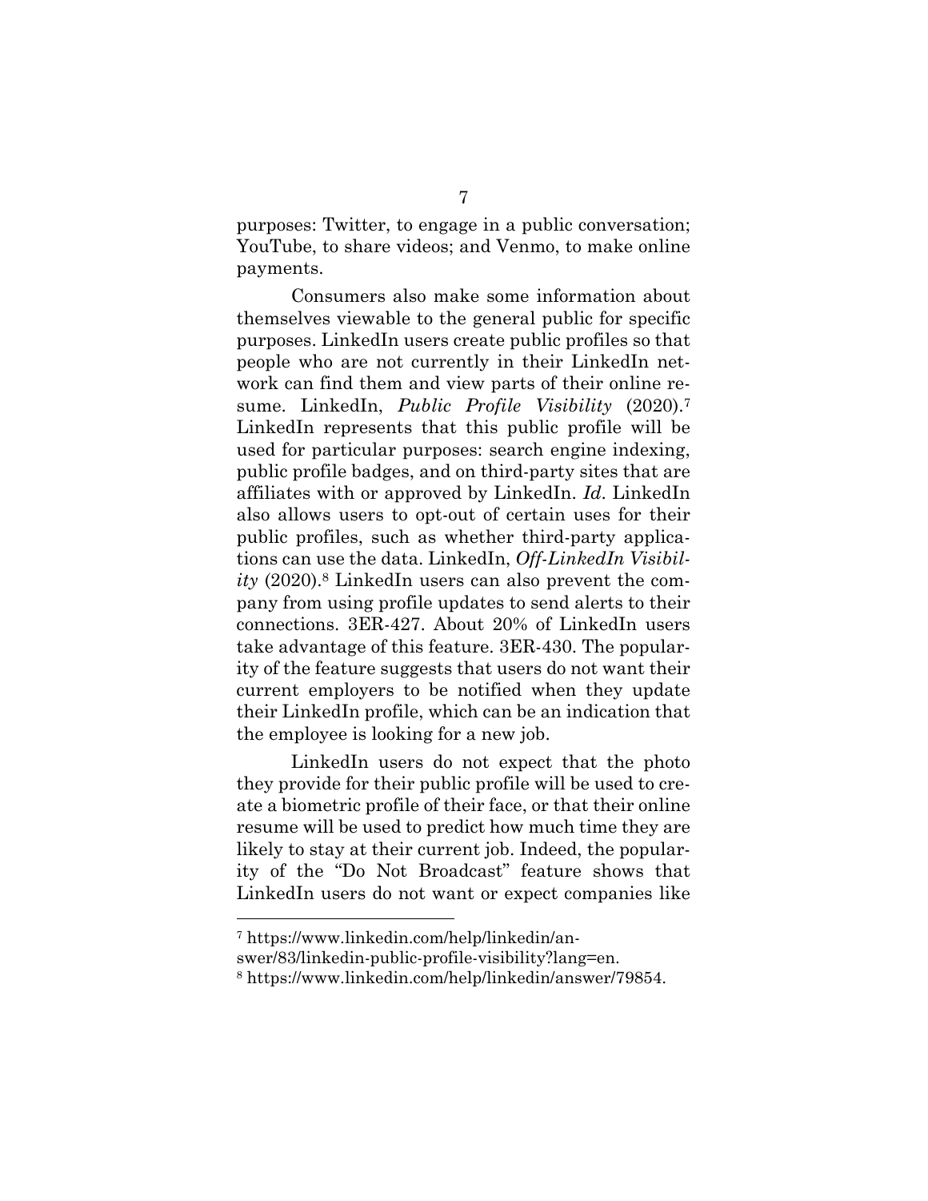purposes: Twitter, to engage in a public conversation; YouTube, to share videos; and Venmo, to make online payments.

Consumers also make some information about themselves viewable to the general public for specific purposes. LinkedIn users create public profiles so that people who are not currently in their LinkedIn network can find them and view parts of their online resume. LinkedIn, *Public Profile Visibility* (2020).[7] LinkedIn represents that this public profile will be used for particular purposes: search engine indexing, public profile badges, and on third-party sites that are affiliates with or approved by LinkedIn. *Id*. LinkedIn also allows users to opt-out of certain uses for their public profiles, such as whether third-party applications can use the data. LinkedIn, *Off-LinkedIn Visibility* (2020).[8] LinkedIn users can also prevent the company from using profile updates to send alerts to their connections. 3ER-427. About 20% of LinkedIn users take advantage of this feature. 3ER-430. The popularity of the feature suggests that users do not want their current employers to be notified when they update their LinkedIn profile, which can be an indication that the employee is looking for a new job.

LinkedIn users do not expect that the photo they provide for their public profile will be used to create a biometric profile of their face, or that their online resume will be used to predict how much time they are likely to stay at their current job. Indeed, the popularity of the "Do Not Broadcast" feature shows that LinkedIn users do not want or expect companies like

---

[7] https://www.linkedin.com/help/linkedin/answer/83/linkedin-public-profile-visibility?lang=en.

[8] https://www.linkedin.com/help/linkedin/answer/79854.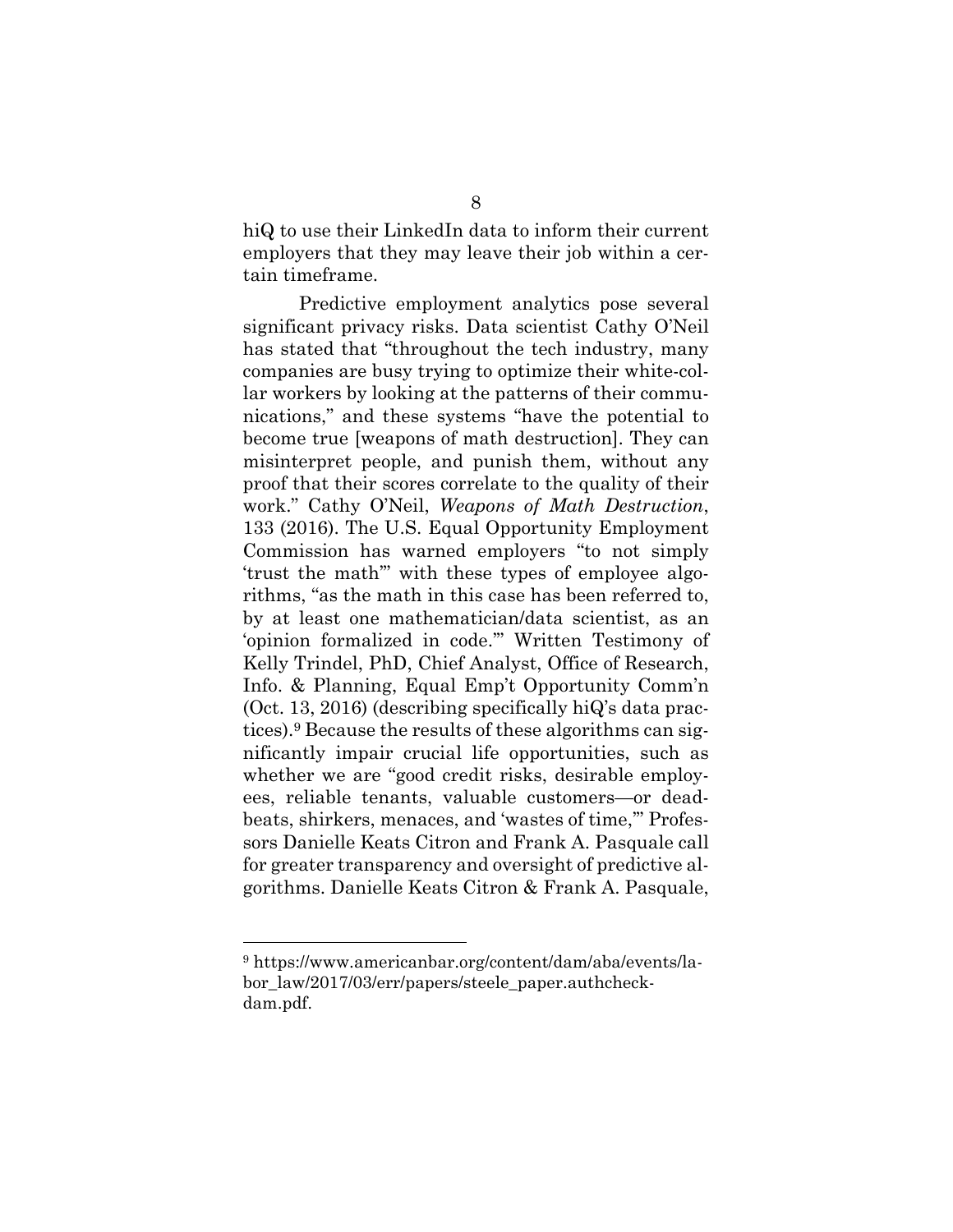hiQ to use their LinkedIn data to inform their current employers that they may leave their job within a certain timeframe.

Predictive employment analytics pose several significant privacy risks. Data scientist Cathy O'Neil has stated that "throughout the tech industry, many companies are busy trying to optimize their white-collar workers by looking at the patterns of their communications," and these systems "have the potential to become true [weapons of math destruction]. They can misinterpret people, and punish them, without any proof that their scores correlate to the quality of their work." Cathy O'Neil, *Weapons of Math Destruction*, 133 (2016). The U.S. Equal Opportunity Employment Commission has warned employers "to not simply 'trust the math'" with these types of employee algorithms, "as the math in this case has been referred to, by at least one mathematician/data scientist, as an 'opinion formalized in code.'" Written Testimony of Kelly Trindel, PhD, Chief Analyst, Office of Research, Info. & Planning, Equal Emp't Opportunity Comm'n (Oct. 13, 2016) (describing specifically hiQ's data practices).[9] Because the results of these algorithms can significantly impair crucial life opportunities, such as whether we are "good credit risks, desirable employees, reliable tenants, valuable customers—or deadbeats, shirkers, menaces, and 'wastes of time,'" Professors Danielle Keats Citron and Frank A. Pasquale call for greater transparency and oversight of predictive algorithms. Danielle Keats Citron & Frank A. Pasquale,

---

[9] https://www.americanbar.org/content/dam/aba/events/labor_law/2017/03/err/papers/steele_paper.authcheckdam.pdf.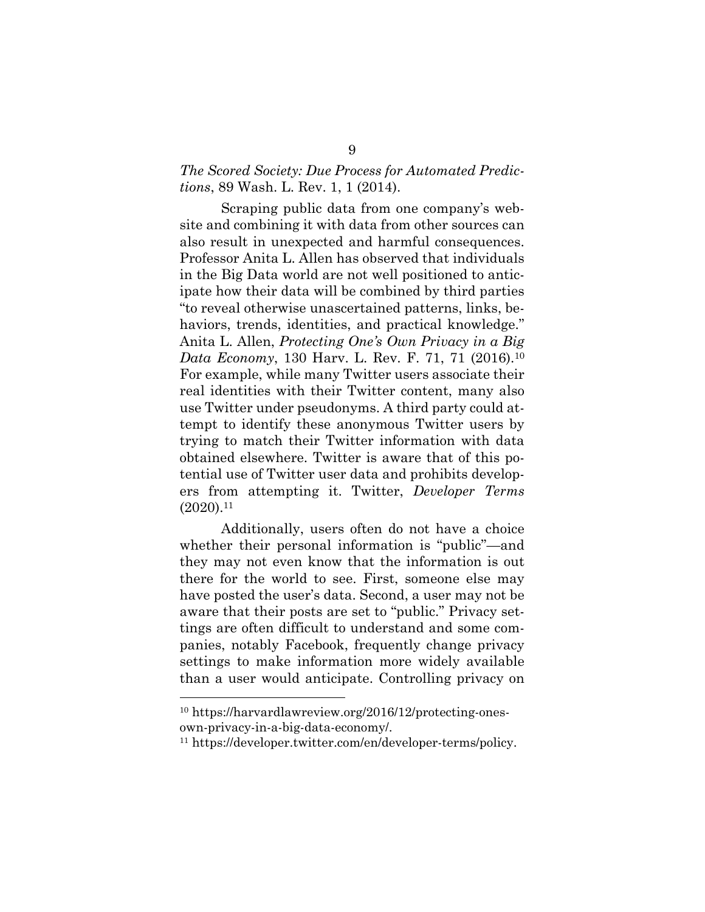*The Scored Society: Due Process for Automated Predictions*, 89 Wash. L. Rev. 1, 1 (2014).

Scraping public data from one company's website and combining it with data from other sources can also result in unexpected and harmful consequences. Professor Anita L. Allen has observed that individuals in the Big Data world are not well positioned to anticipate how their data will be combined by third parties "to reveal otherwise unascertained patterns, links, behaviors, trends, identities, and practical knowledge." Anita L. Allen, *Protecting One's Own Privacy in a Big Data Economy*, 130 Harv. L. Rev. F. 71, 71 (2016).[10] For example, while many Twitter users associate their real identities with their Twitter content, many also use Twitter under pseudonyms. A third party could attempt to identify these anonymous Twitter users by trying to match their Twitter information with data obtained elsewhere. Twitter is aware that of this potential use of Twitter user data and prohibits developers from attempting it. Twitter, *Developer Terms* (2020).[11]

Additionally, users often do not have a choice whether their personal information is "public"—and they may not even know that the information is out there for the world to see. First, someone else may have posted the user's data. Second, a user may not be aware that their posts are set to "public." Privacy settings are often difficult to understand and some companies, notably Facebook, frequently change privacy settings to make information more widely available than a user would anticipate. Controlling privacy on

---

[10] https://harvardlawreview.org/2016/12/protecting-ones-own-privacy-in-a-big-data-economy/.

[11] https://developer.twitter.com/en/developer-terms/policy.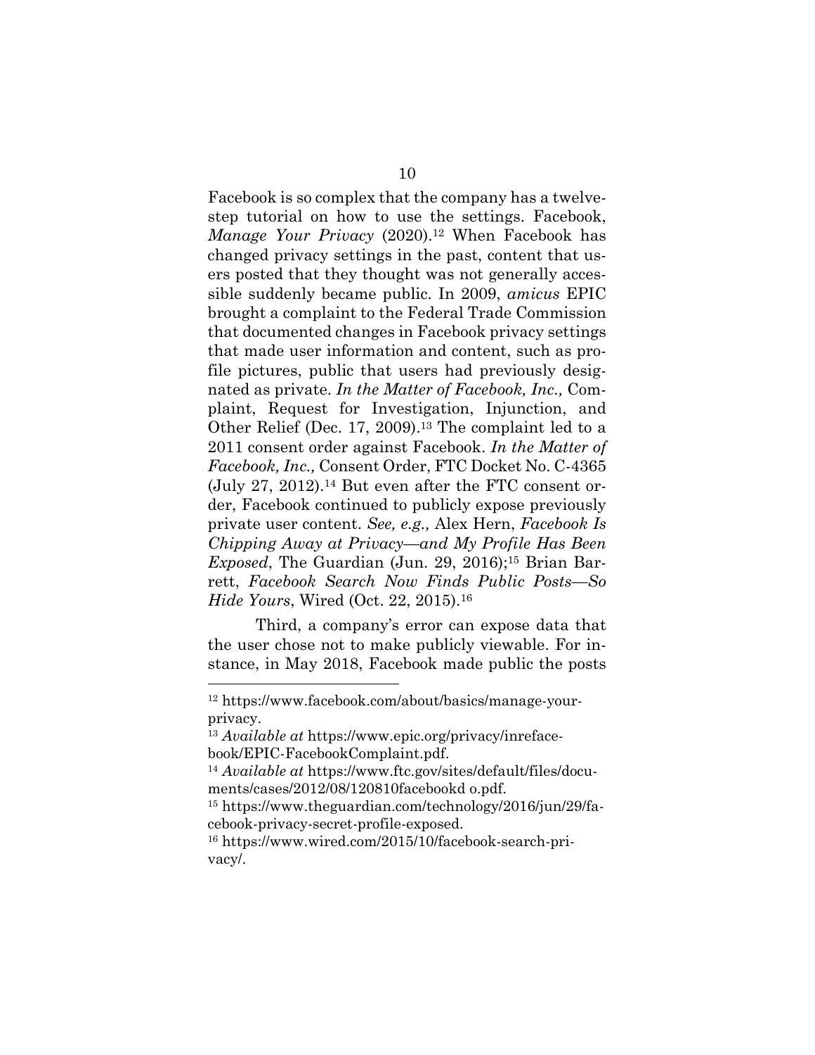Facebook is so complex that the company has a twelve-step tutorial on how to use the settings. Facebook, *Manage Your Privacy* (2020).[12] When Facebook has changed privacy settings in the past, content that users posted that they thought was not generally accessible suddenly became public. In 2009, *amicus* EPIC brought a complaint to the Federal Trade Commission that documented changes in Facebook privacy settings that made user information and content, such as profile pictures, public that users had previously designated as private. *In the Matter of Facebook, Inc.,* Complaint, Request for Investigation, Injunction, and Other Relief (Dec. 17, 2009).[13] The complaint led to a 2011 consent order against Facebook. *In the Matter of Facebook, Inc.,* Consent Order, FTC Docket No. C-4365 (July 27, 2012).[14] But even after the FTC consent order, Facebook continued to publicly expose previously private user content. *See, e.g.,* Alex Hern, *Facebook Is Chipping Away at Privacy—and My Profile Has Been Exposed*, The Guardian (Jun. 29, 2016);[15] Brian Barrett, *Facebook Search Now Finds Public Posts—So Hide Yours*, Wired (Oct. 22, 2015).[16]

Third, a company's error can expose data that the user chose not to make publicly viewable. For instance, in May 2018, Facebook made public the posts

---

[12] https://www.facebook.com/about/basics/manage-your-privacy.

[13] *Available at* https://www.epic.org/privacy/inrefacebook/EPIC-FacebookComplaint.pdf.

[14] *Available at* https://www.ftc.gov/sites/default/files/documents/cases/2012/08/120810facebookd o.pdf.

[15] https://www.theguardian.com/technology/2016/jun/29/facebook-privacy-secret-profile-exposed.

[16] https://www.wired.com/2015/10/facebook-search-privacy/.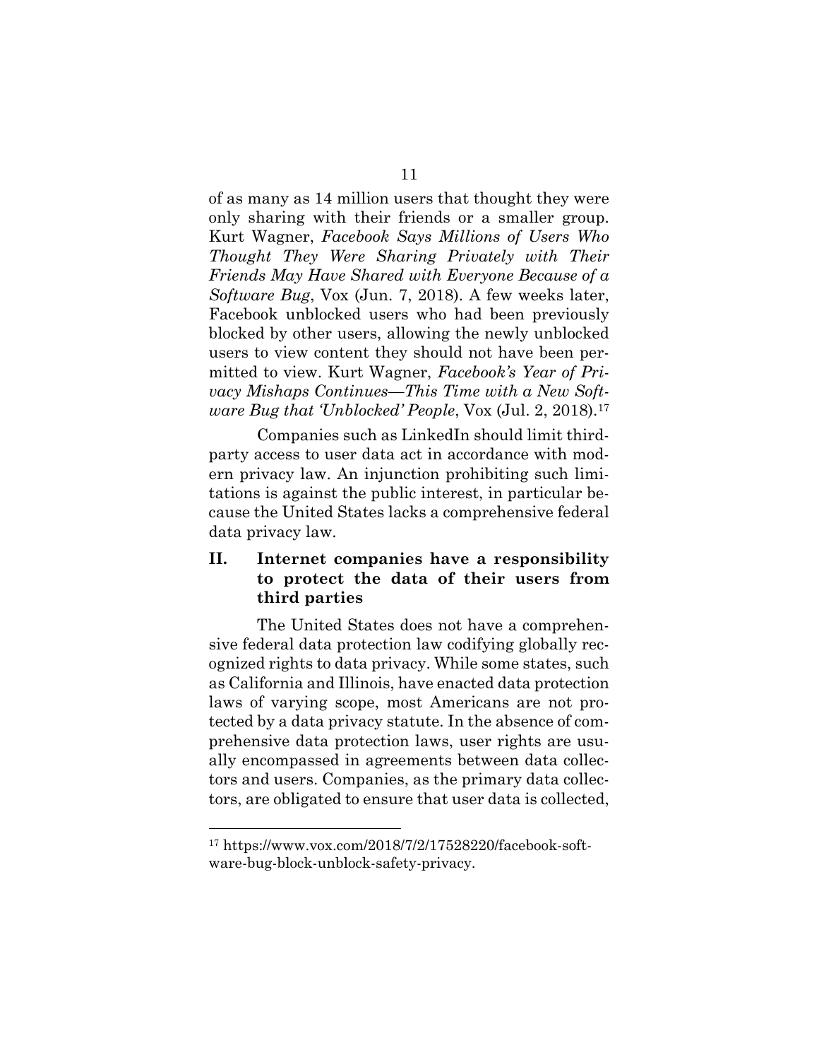of as many as 14 million users that thought they were only sharing with their friends or a smaller group. Kurt Wagner, *Facebook Says Millions of Users Who Thought They Were Sharing Privately with Their Friends May Have Shared with Everyone Because of a Software Bug*, Vox (Jun. 7, 2018). A few weeks later, Facebook unblocked users who had been previously blocked by other users, allowing the newly unblocked users to view content they should not have been permitted to view. Kurt Wagner, *Facebook's Year of Privacy Mishaps Continues—This Time with a New Software Bug that 'Unblocked' People*, Vox (Jul. 2, 2018).[17]

Companies such as LinkedIn should limit third-party access to user data act in accordance with modern privacy law. An injunction prohibiting such limitations is against the public interest, in particular because the United States lacks a comprehensive federal data privacy law.

## II. Internet companies have a responsibility to protect the data of their users from third parties

The United States does not have a comprehensive federal data protection law codifying globally recognized rights to data privacy. While some states, such as California and Illinois, have enacted data protection laws of varying scope, most Americans are not protected by a data privacy statute. In the absence of comprehensive data protection laws, user rights are usually encompassed in agreements between data collectors and users. Companies, as the primary data collectors, are obligated to ensure that user data is collected,

---

[17] https://www.vox.com/2018/7/2/17528220/facebook-software-bug-block-unblock-safety-privacy.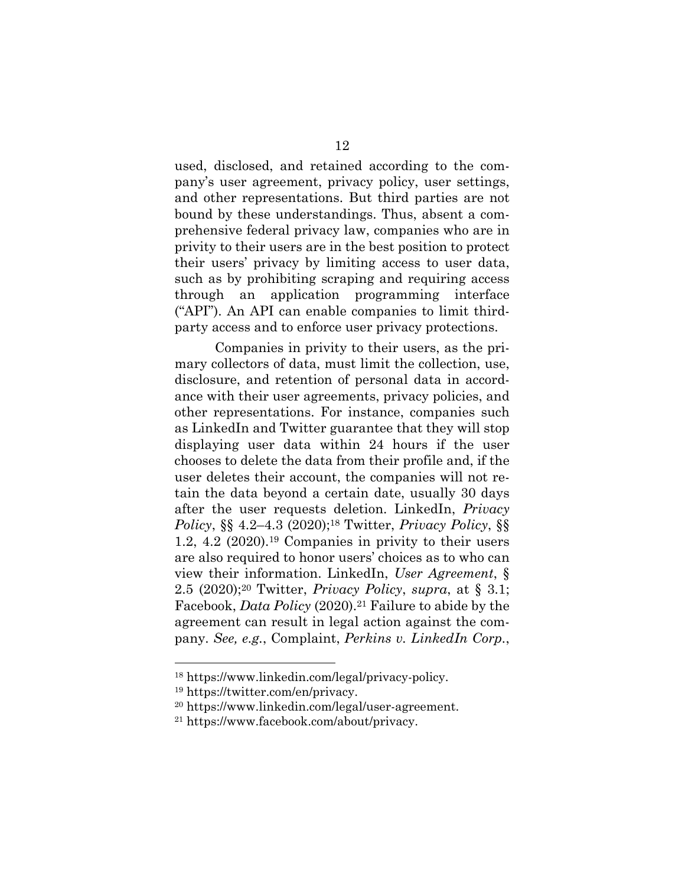used, disclosed, and retained according to the company's user agreement, privacy policy, user settings, and other representations. But third parties are not bound by these understandings. Thus, absent a comprehensive federal privacy law, companies who are in privity to their users are in the best position to protect their users' privacy by limiting access to user data, such as by prohibiting scraping and requiring access through an application programming interface ("API"). An API can enable companies to limit third-party access and to enforce user privacy protections.

Companies in privity to their users, as the primary collectors of data, must limit the collection, use, disclosure, and retention of personal data in accordance with their user agreements, privacy policies, and other representations. For instance, companies such as LinkedIn and Twitter guarantee that they will stop displaying user data within 24 hours if the user chooses to delete the data from their profile and, if the user deletes their account, the companies will not retain the data beyond a certain date, usually 30 days after the user requests deletion. LinkedIn, *Privacy Policy*, §§ 4.2–4.3 (2020);[18] Twitter, *Privacy Policy*, §§ 1.2, 4.2 (2020).[19] Companies in privity to their users are also required to honor users' choices as to who can view their information. LinkedIn, *User Agreement*, § 2.5 (2020);[20] Twitter, *Privacy Policy*, *supra*, at § 3.1; Facebook, *Data Policy* (2020).[21] Failure to abide by the agreement can result in legal action against the company. *See, e.g.*, Complaint, *Perkins v. LinkedIn Corp.*,

---

[18] https://www.linkedin.com/legal/privacy-policy.

[19] https://twitter.com/en/privacy.

[20] https://www.linkedin.com/legal/user-agreement.

[21] https://www.facebook.com/about/privacy.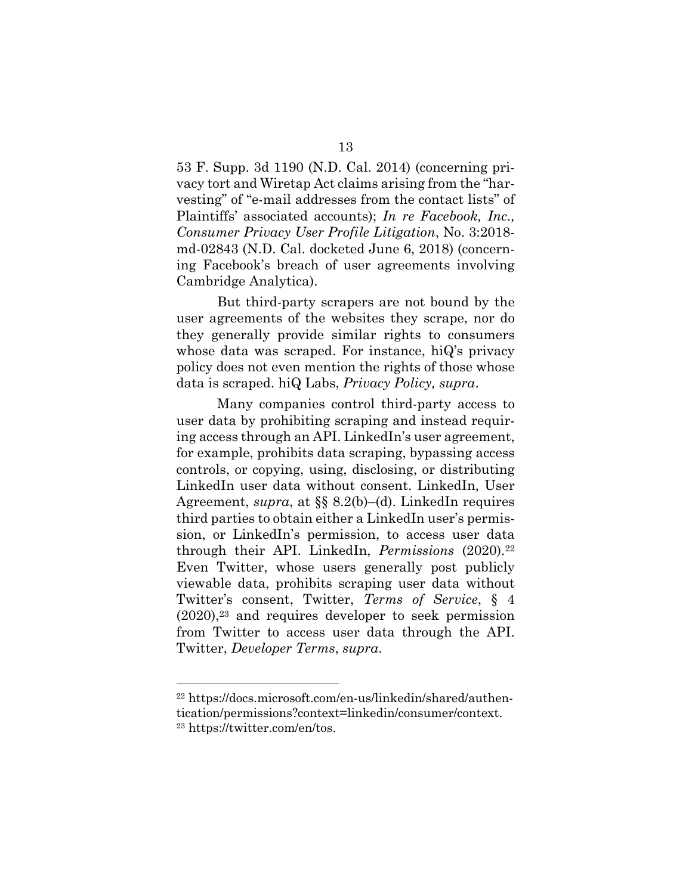53 F. Supp. 3d 1190 (N.D. Cal. 2014) (concerning privacy tort and Wiretap Act claims arising from the "harvesting" of "e-mail addresses from the contact lists" of Plaintiffs' associated accounts); *In re Facebook, Inc., Consumer Privacy User Profile Litigation*, No. 3:2018-md-02843 (N.D. Cal. docketed June 6, 2018) (concerning Facebook's breach of user agreements involving Cambridge Analytica).

But third-party scrapers are not bound by the user agreements of the websites they scrape, nor do they generally provide similar rights to consumers whose data was scraped. For instance, hiQ's privacy policy does not even mention the rights of those whose data is scraped. hiQ Labs, *Privacy Policy, supra*.

Many companies control third-party access to user data by prohibiting scraping and instead requiring access through an API. LinkedIn's user agreement, for example, prohibits data scraping, bypassing access controls, or copying, using, disclosing, or distributing LinkedIn user data without consent. LinkedIn, User Agreement, *supra*, at §§ 8.2(b)–(d). LinkedIn requires third parties to obtain either a LinkedIn user's permission, or LinkedIn's permission, to access user data through their API. LinkedIn, *Permissions* (2020).[22] Even Twitter, whose users generally post publicly viewable data, prohibits scraping user data without Twitter's consent, Twitter, *Terms of Service*, § 4 (2020),[23] and requires developer to seek permission from Twitter to access user data through the API. Twitter, *Developer Terms*, *supra*.

---

[22] https://docs.microsoft.com/en-us/linkedin/shared/authentication/permissions?context=linkedin/consumer/context.

[23] https://twitter.com/en/tos.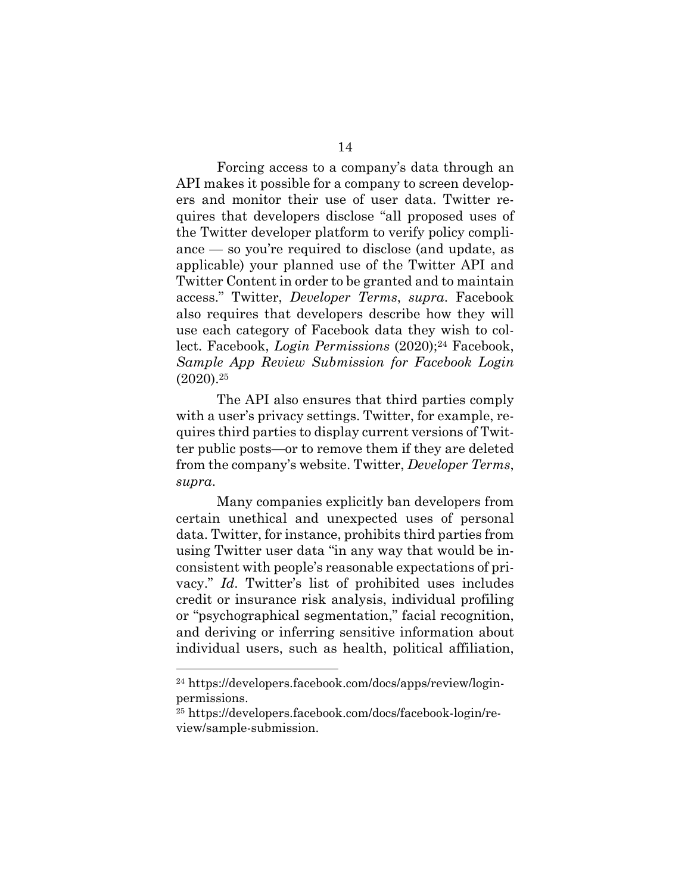Forcing access to a company's data through an API makes it possible for a company to screen developers and monitor their use of user data. Twitter requires that developers disclose "all proposed uses of the Twitter developer platform to verify policy compliance — so you're required to disclose (and update, as applicable) your planned use of the Twitter API and Twitter Content in order to be granted and to maintain access." Twitter, *Developer Terms*, *supra*. Facebook also requires that developers describe how they will use each category of Facebook data they wish to collect. Facebook, *Login Permissions* (2020);[24] Facebook, *Sample App Review Submission for Facebook Login* (2020).[25]

The API also ensures that third parties comply with a user's privacy settings. Twitter, for example, requires third parties to display current versions of Twitter public posts—or to remove them if they are deleted from the company's website. Twitter, *Developer Terms*, *supra*.

Many companies explicitly ban developers from certain unethical and unexpected uses of personal data. Twitter, for instance, prohibits third parties from using Twitter user data "in any way that would be inconsistent with people's reasonable expectations of privacy." *Id*. Twitter's list of prohibited uses includes credit or insurance risk analysis, individual profiling or "psychographical segmentation," facial recognition, and deriving or inferring sensitive information about individual users, such as health, political affiliation,

---

[24] https://developers.facebook.com/docs/apps/review/login-permissions.

[25] https://developers.facebook.com/docs/facebook-login/review/sample-submission.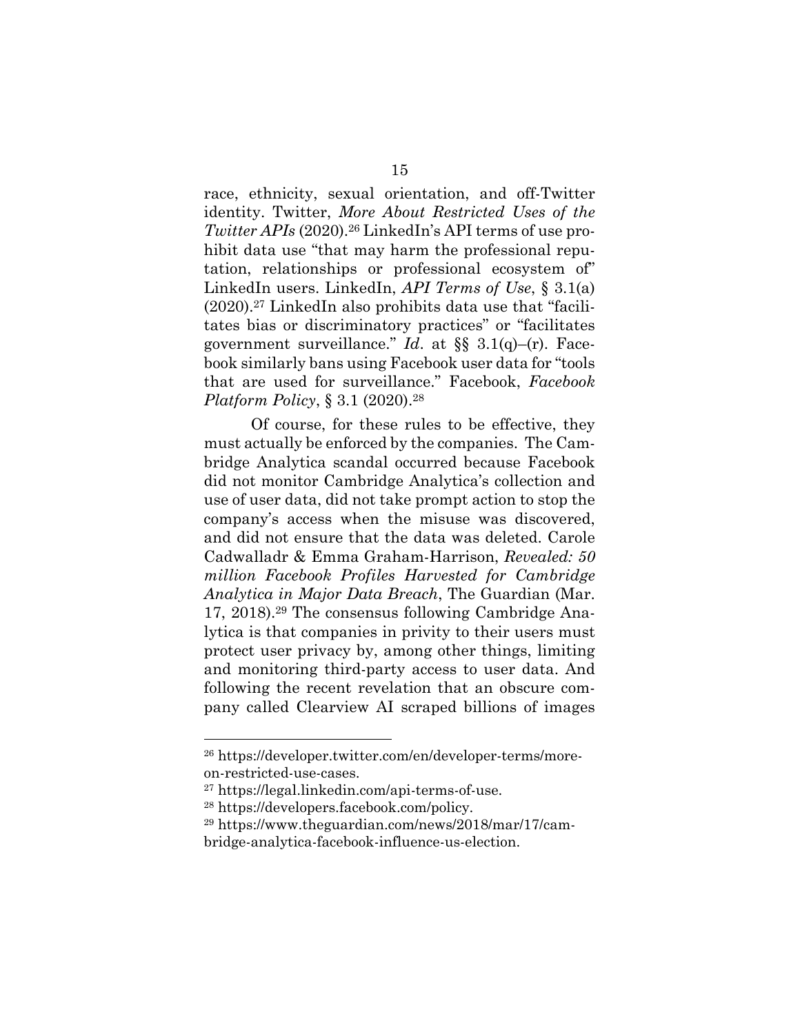race, ethnicity, sexual orientation, and off-Twitter identity. Twitter, *More About Restricted Uses of the Twitter APIs* (2020).[26] LinkedIn's API terms of use prohibit data use "that may harm the professional reputation, relationships or professional ecosystem of" LinkedIn users. LinkedIn, *API Terms of Use*, § 3.1(a) (2020).[27] LinkedIn also prohibits data use that "facilitates bias or discriminatory practices" or "facilitates government surveillance." *Id*. at §§ 3.1(q)–(r). Facebook similarly bans using Facebook user data for "tools that are used for surveillance." Facebook, *Facebook Platform Policy*, § 3.1 (2020).[28]

Of course, for these rules to be effective, they must actually be enforced by the companies. The Cambridge Analytica scandal occurred because Facebook did not monitor Cambridge Analytica's collection and use of user data, did not take prompt action to stop the company's access when the misuse was discovered, and did not ensure that the data was deleted. Carole Cadwalladr & Emma Graham-Harrison, *Revealed: 50 million Facebook Profiles Harvested for Cambridge Analytica in Major Data Breach*, The Guardian (Mar. 17, 2018).[29] The consensus following Cambridge Analytica is that companies in privity to their users must protect user privacy by, among other things, limiting and monitoring third-party access to user data. And following the recent revelation that an obscure company called Clearview AI scraped billions of images

---

[26] https://developer.twitter.com/en/developer-terms/more-on-restricted-use-cases.

[27] https://legal.linkedin.com/api-terms-of-use.

[28] https://developers.facebook.com/policy.

[29] https://www.theguardian.com/news/2018/mar/17/cambridge-analytica-facebook-influence-us-election.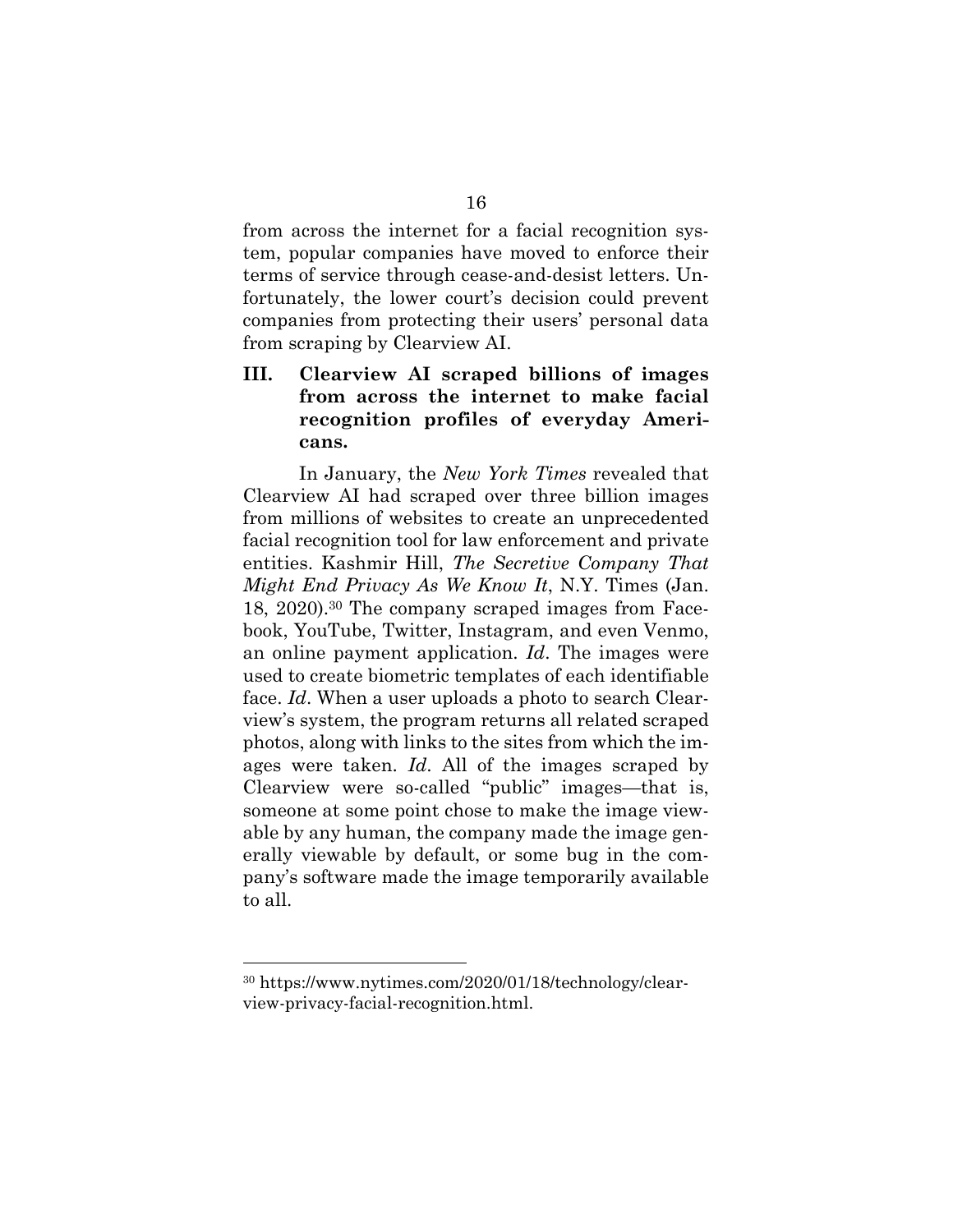from across the internet for a facial recognition system, popular companies have moved to enforce their terms of service through cease-and-desist letters. Unfortunately, the lower court's decision could prevent companies from protecting their users' personal data from scraping by Clearview AI.

## III. Clearview AI scraped billions of images from across the internet to make facial recognition profiles of everyday Americans.

In January, the *New York Times* revealed that Clearview AI had scraped over three billion images from millions of websites to create an unprecedented facial recognition tool for law enforcement and private entities. Kashmir Hill, *The Secretive Company That Might End Privacy As We Know It*, N.Y. Times (Jan. 18, 2020).[30] The company scraped images from Facebook, YouTube, Twitter, Instagram, and even Venmo, an online payment application. *Id*. The images were used to create biometric templates of each identifiable face. *Id*. When a user uploads a photo to search Clearview's system, the program returns all related scraped photos, along with links to the sites from which the images were taken. *Id*. All of the images scraped by Clearview were so-called "public" images—that is, someone at some point chose to make the image viewable by any human, the company made the image generally viewable by default, or some bug in the company's software made the image temporarily available to all.

---

[30] https://www.nytimes.com/2020/01/18/technology/clearview-privacy-facial-recognition.html.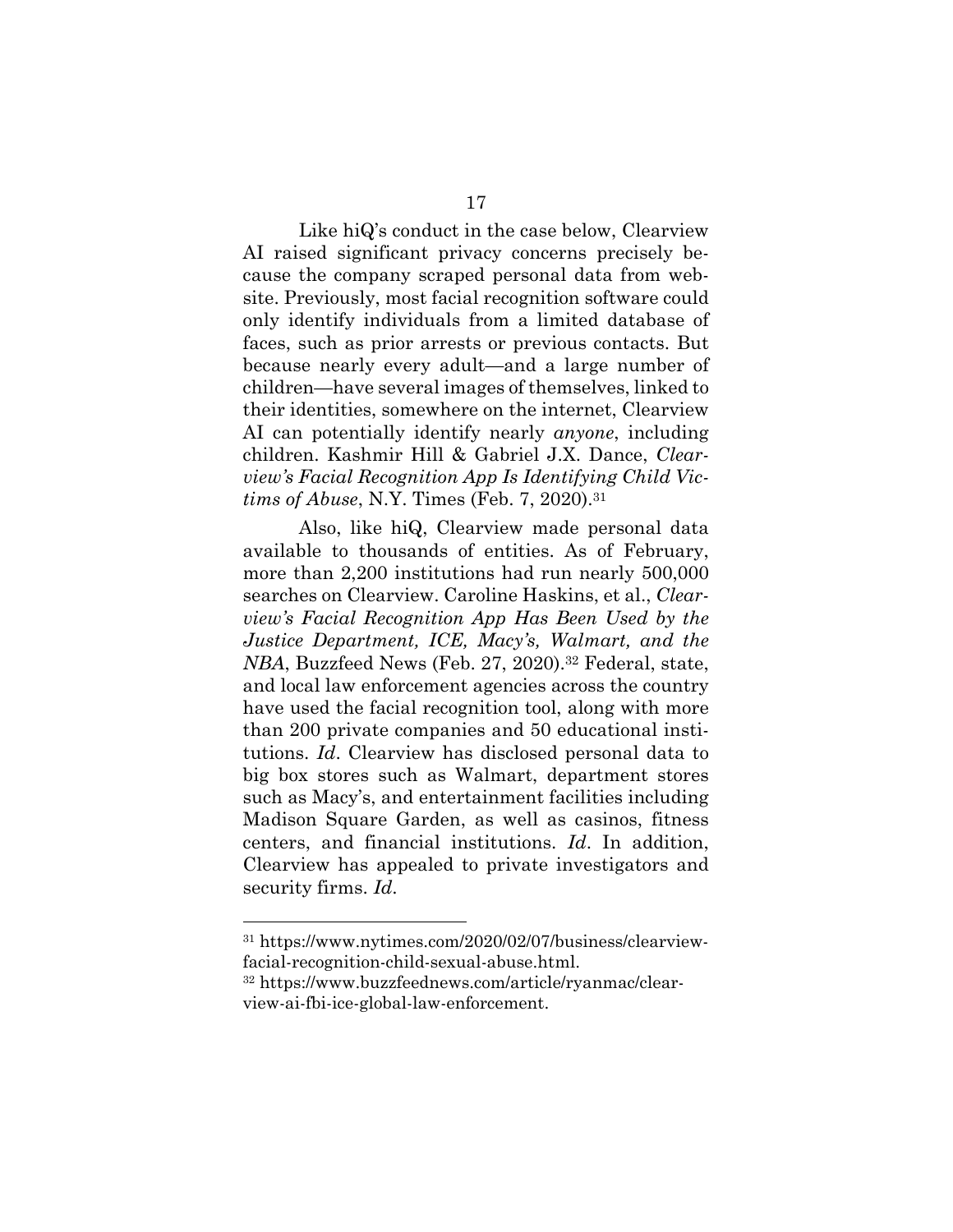Like hiQ's conduct in the case below, Clearview AI raised significant privacy concerns precisely because the company scraped personal data from website. Previously, most facial recognition software could only identify individuals from a limited database of faces, such as prior arrests or previous contacts. But because nearly every adult—and a large number of children—have several images of themselves, linked to their identities, somewhere on the internet, Clearview AI can potentially identify nearly *anyone*, including children. Kashmir Hill & Gabriel J.X. Dance, *Clearview's Facial Recognition App Is Identifying Child Victims of Abuse*, N.Y. Times (Feb. 7, 2020).[31]

Also, like hiQ, Clearview made personal data available to thousands of entities. As of February, more than 2,200 institutions had run nearly 500,000 searches on Clearview. Caroline Haskins, et al., *Clearview's Facial Recognition App Has Been Used by the Justice Department, ICE, Macy's, Walmart, and the NBA*, Buzzfeed News (Feb. 27, 2020).[32] Federal, state, and local law enforcement agencies across the country have used the facial recognition tool, along with more than 200 private companies and 50 educational institutions. *Id*. Clearview has disclosed personal data to big box stores such as Walmart, department stores such as Macy's, and entertainment facilities including Madison Square Garden, as well as casinos, fitness centers, and financial institutions. *Id*. In addition, Clearview has appealed to private investigators and security firms. *Id*.

---

[31] https://www.nytimes.com/2020/02/07/business/clearview-facial-recognition-child-sexual-abuse.html.

[32] https://www.buzzfeednews.com/article/ryanmac/clearview-ai-fbi-ice-global-law-enforcement.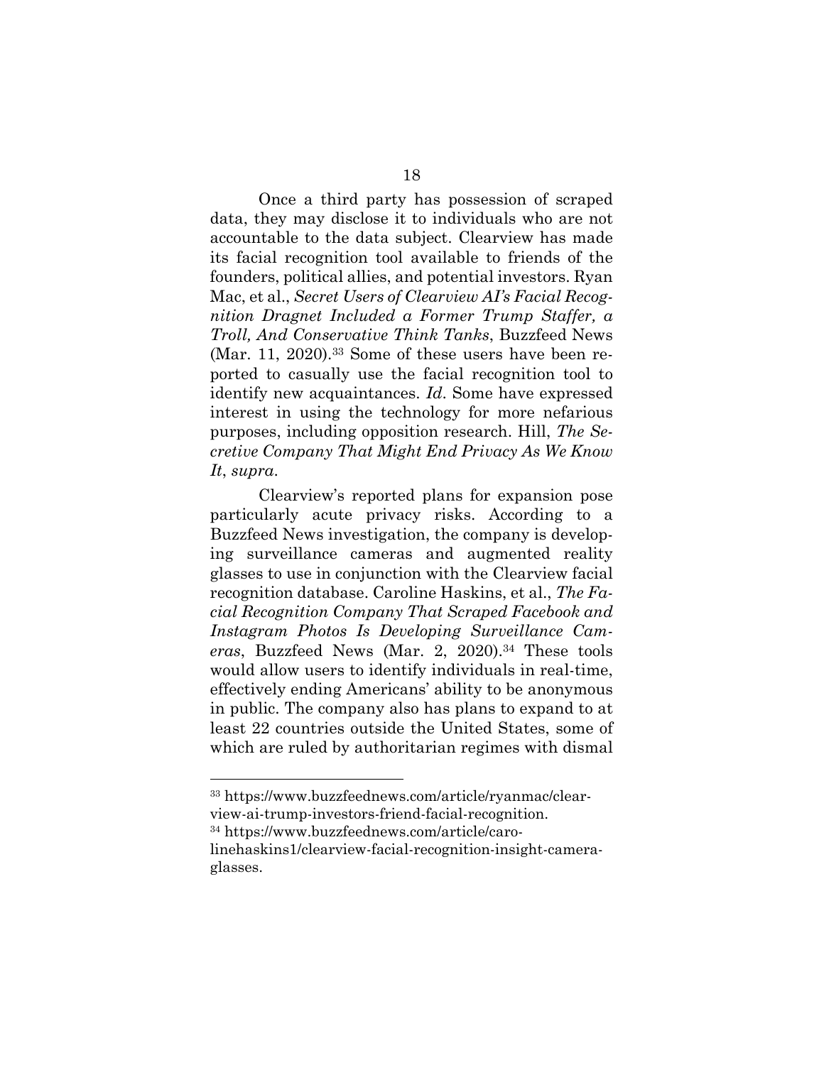Once a third party has possession of scraped data, they may disclose it to individuals who are not accountable to the data subject. Clearview has made its facial recognition tool available to friends of the founders, political allies, and potential investors. Ryan Mac, et al., *Secret Users of Clearview AI's Facial Recognition Dragnet Included a Former Trump Staffer, a Troll, And Conservative Think Tanks*, Buzzfeed News (Mar. 11, 2020).[33] Some of these users have been reported to casually use the facial recognition tool to identify new acquaintances. *Id*. Some have expressed interest in using the technology for more nefarious purposes, including opposition research. Hill, *The Secretive Company That Might End Privacy As We Know It*, *supra*.

Clearview's reported plans for expansion pose particularly acute privacy risks. According to a Buzzfeed News investigation, the company is developing surveillance cameras and augmented reality glasses to use in conjunction with the Clearview facial recognition database. Caroline Haskins, et al., *The Facial Recognition Company That Scraped Facebook and Instagram Photos Is Developing Surveillance Cameras*, Buzzfeed News (Mar. 2, 2020).[34] These tools would allow users to identify individuals in real-time, effectively ending Americans' ability to be anonymous in public. The company also has plans to expand to at least 22 countries outside the United States, some of which are ruled by authoritarian regimes with dismal

---

[33] https://www.buzzfeednews.com/article/ryanmac/clearview-ai-trump-investors-friend-facial-recognition.

[34] https://www.buzzfeednews.com/article/carolinehaskins1/clearview-facial-recognition-insight-camera-glasses.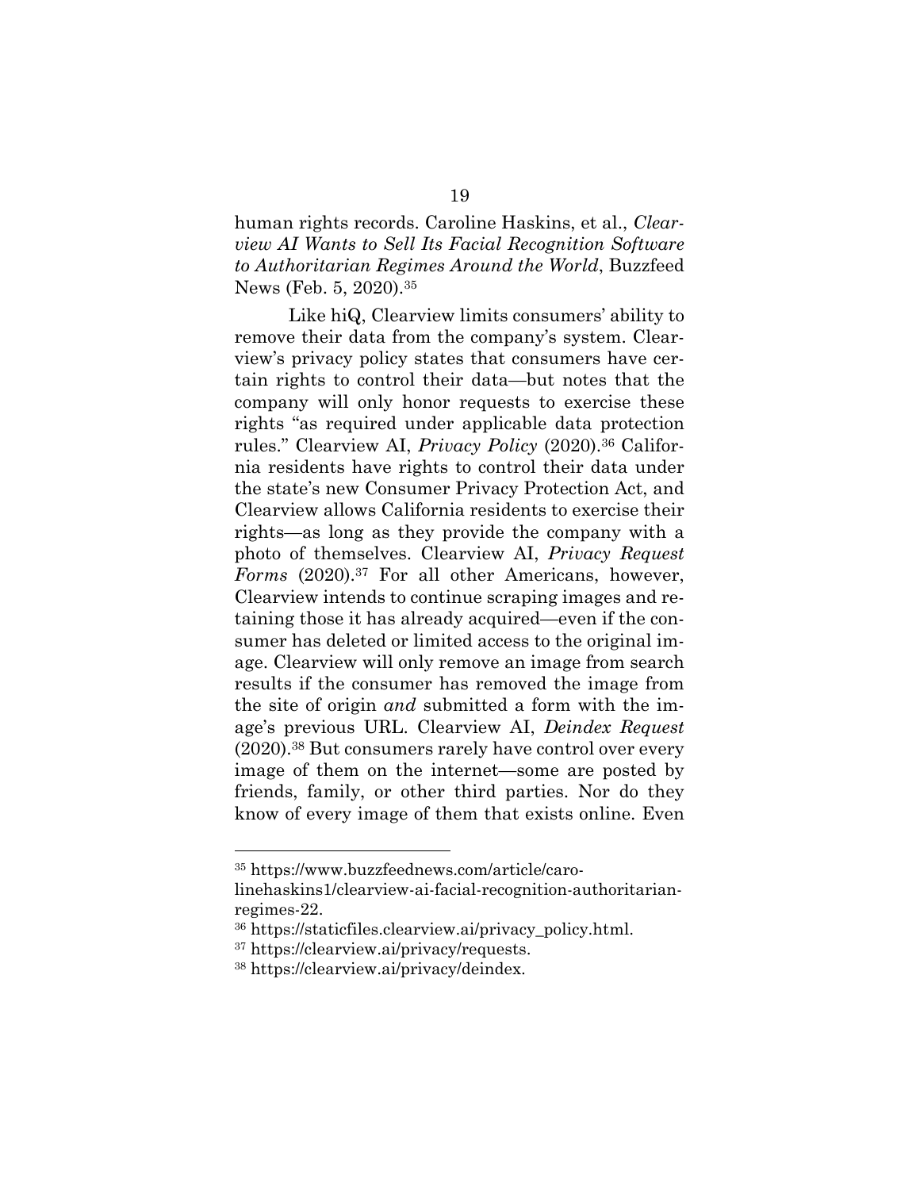human rights records. Caroline Haskins, et al., *Clearview AI Wants to Sell Its Facial Recognition Software to Authoritarian Regimes Around the World*, Buzzfeed News (Feb. 5, 2020).[35]

Like hiQ, Clearview limits consumers' ability to remove their data from the company's system. Clearview's privacy policy states that consumers have certain rights to control their data—but notes that the company will only honor requests to exercise these rights "as required under applicable data protection rules." Clearview AI, *Privacy Policy* (2020).[36] California residents have rights to control their data under the state's new Consumer Privacy Protection Act, and Clearview allows California residents to exercise their rights—as long as they provide the company with a photo of themselves. Clearview AI, *Privacy Request Forms* (2020).[37] For all other Americans, however, Clearview intends to continue scraping images and retaining those it has already acquired—even if the consumer has deleted or limited access to the original image. Clearview will only remove an image from search results if the consumer has removed the image from the site of origin *and* submitted a form with the image's previous URL. Clearview AI, *Deindex Request* (2020).[38] But consumers rarely have control over every image of them on the internet—some are posted by friends, family, or other third parties. Nor do they know of every image of them that exists online. Even

---

[35] https://www.buzzfeednews.com/article/carolinehaskins1/clearview-ai-facial-recognition-authoritarian-regimes-22.

[36] https://staticfiles.clearview.ai/privacy_policy.html.

[37] https://clearview.ai/privacy/requests.

[38] https://clearview.ai/privacy/deindex.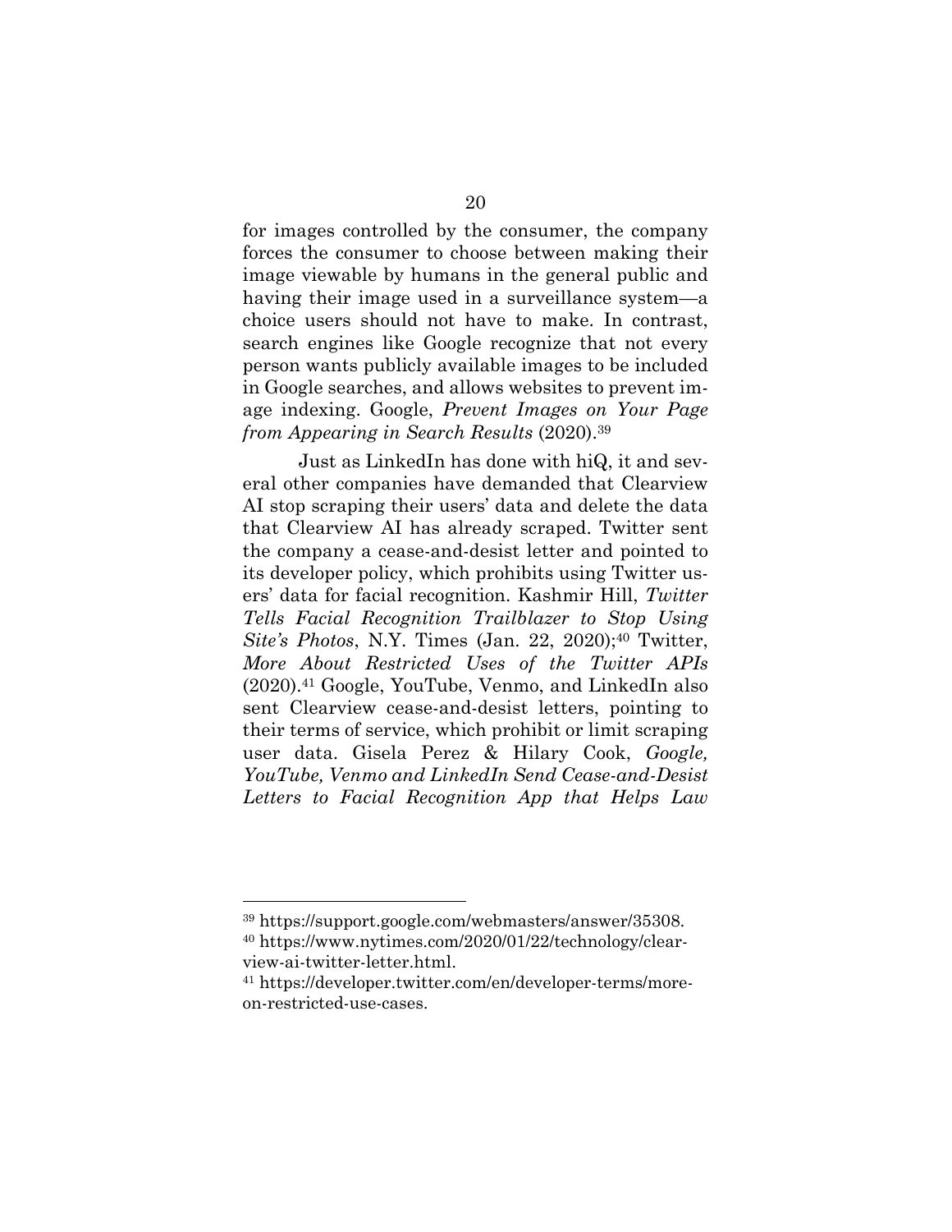for images controlled by the consumer, the company forces the consumer to choose between making their image viewable by humans in the general public and having their image used in a surveillance system—a choice users should not have to make. In contrast, search engines like Google recognize that not every person wants publicly available images to be included in Google searches, and allows websites to prevent image indexing. Google, *Prevent Images on Your Page from Appearing in Search Results* (2020).[39]

Just as LinkedIn has done with hiQ, it and several other companies have demanded that Clearview AI stop scraping their users' data and delete the data that Clearview AI has already scraped. Twitter sent the company a cease-and-desist letter and pointed to its developer policy, which prohibits using Twitter users' data for facial recognition. Kashmir Hill, *Twitter Tells Facial Recognition Trailblazer to Stop Using Site's Photos*, N.Y. Times (Jan. 22, 2020);[40] Twitter, *More About Restricted Uses of the Twitter APIs* (2020).[41] Google, YouTube, Venmo, and LinkedIn also sent Clearview cease-and-desist letters, pointing to their terms of service, which prohibit or limit scraping user data. Gisela Perez & Hilary Cook, *Google, YouTube, Venmo and LinkedIn Send Cease-and-Desist Letters to Facial Recognition App that Helps Law*

---

[39] https://support.google.com/webmasters/answer/35308.

[40] https://www.nytimes.com/2020/01/22/technology/clearview-ai-twitter-letter.html.

[41] https://developer.twitter.com/en/developer-terms/more-on-restricted-use-cases.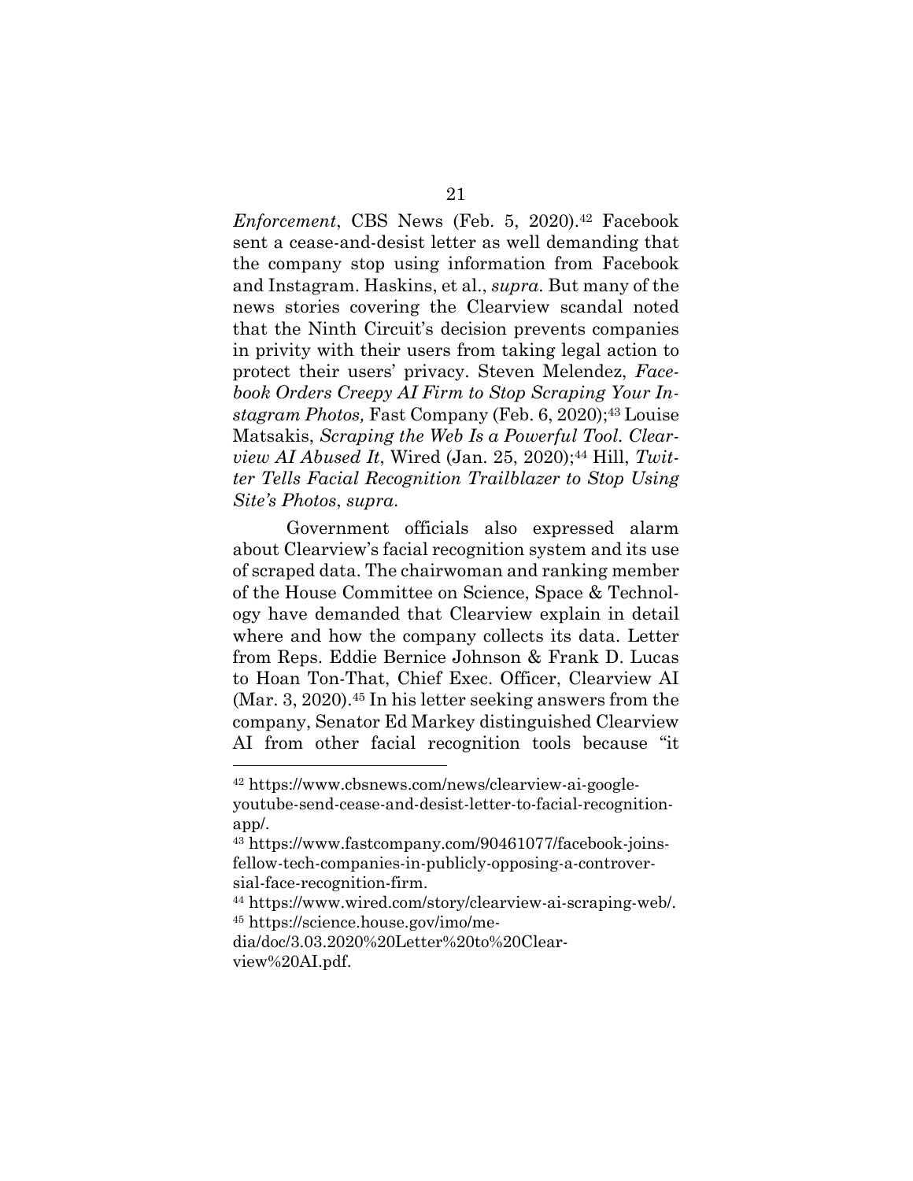*Enforcement*, CBS News (Feb. 5, 2020).[42] Facebook sent a cease-and-desist letter as well demanding that the company stop using information from Facebook and Instagram. Haskins, et al., *supra*. But many of the news stories covering the Clearview scandal noted that the Ninth Circuit's decision prevents companies in privity with their users from taking legal action to protect their users' privacy. Steven Melendez, *Facebook Orders Creepy AI Firm to Stop Scraping Your Instagram Photos,* Fast Company (Feb. 6, 2020);[43] Louise Matsakis, *Scraping the Web Is a Powerful Tool. Clearview AI Abused It*, Wired (Jan. 25, 2020);[44] Hill, *Twitter Tells Facial Recognition Trailblazer to Stop Using Site's Photos*, *supra*.

Government officials also expressed alarm about Clearview's facial recognition system and its use of scraped data. The chairwoman and ranking member of the House Committee on Science, Space & Technology have demanded that Clearview explain in detail where and how the company collects its data. Letter from Reps. Eddie Bernice Johnson & Frank D. Lucas to Hoan Ton-That, Chief Exec. Officer, Clearview AI (Mar. 3, 2020).[45] In his letter seeking answers from the company, Senator Ed Markey distinguished Clearview AI from other facial recognition tools because "it

---

[42] https://www.cbsnews.com/news/clearview-ai-google-youtube-send-cease-and-desist-letter-to-facial-recognition-app/.

[43] https://www.fastcompany.com/90461077/facebook-joins-fellow-tech-companies-in-publicly-opposing-a-controversial-face-recognition-firm.

[44] https://www.wired.com/story/clearview-ai-scraping-web/.

[45] https://science.house.gov/imo/media/doc/3.03.2020%20Letter%20to%20Clearview%20AI.pdf.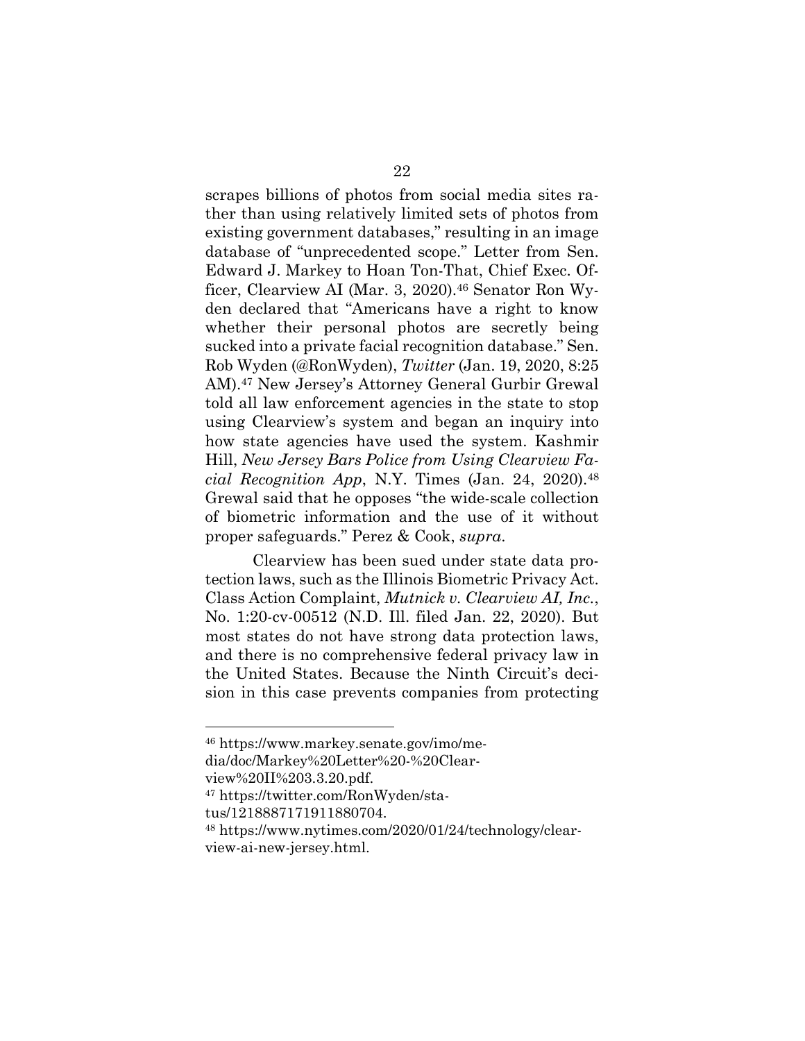scrapes billions of photos from social media sites rather than using relatively limited sets of photos from existing government databases," resulting in an image database of "unprecedented scope." Letter from Sen. Edward J. Markey to Hoan Ton-That, Chief Exec. Officer, Clearview AI (Mar. 3, 2020).[46] Senator Ron Wyden declared that "Americans have a right to know whether their personal photos are secretly being sucked into a private facial recognition database." Sen. Rob Wyden (@RonWyden), *Twitter* (Jan. 19, 2020, 8:25 AM).[47] New Jersey's Attorney General Gurbir Grewal told all law enforcement agencies in the state to stop using Clearview's system and began an inquiry into how state agencies have used the system. Kashmir Hill, *New Jersey Bars Police from Using Clearview Facial Recognition App*, N.Y. Times (Jan. 24, 2020).[48] Grewal said that he opposes "the wide-scale collection of biometric information and the use of it without proper safeguards." Perez & Cook, *supra*.

Clearview has been sued under state data protection laws, such as the Illinois Biometric Privacy Act. Class Action Complaint, *Mutnick v. Clearview AI, Inc.*, No. 1:20-cv-00512 (N.D. Ill. filed Jan. 22, 2020). But most states do not have strong data protection laws, and there is no comprehensive federal privacy law in the United States. Because the Ninth Circuit's decision in this case prevents companies from protecting

---

[46] https://www.markey.senate.gov/imo/media/doc/Markey%20Letter%20-%20Clearview%20II%203.3.20.pdf.

[47] https://twitter.com/RonWyden/status/1218887171911880704.

[48] https://www.nytimes.com/2020/01/24/technology/clearview-ai-new-jersey.html.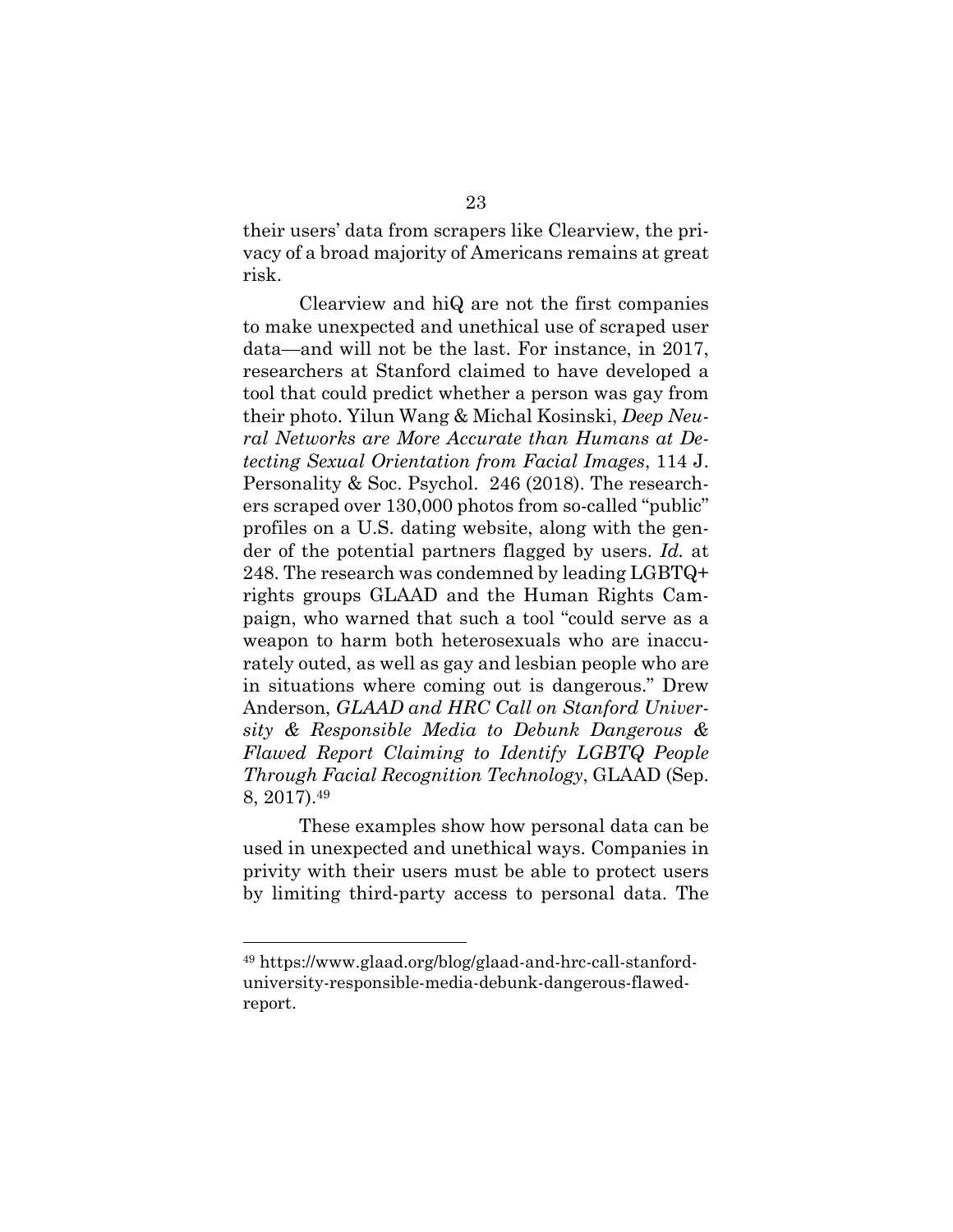their users' data from scrapers like Clearview, the privacy of a broad majority of Americans remains at great risk.

Clearview and hiQ are not the first companies to make unexpected and unethical use of scraped user data—and will not be the last. For instance, in 2017, researchers at Stanford claimed to have developed a tool that could predict whether a person was gay from their photo. Yilun Wang & Michal Kosinski, *Deep Neural Networks are More Accurate than Humans at Detecting Sexual Orientation from Facial Images*, 114 J. Personality & Soc. Psychol. 246 (2018). The researchers scraped over 130,000 photos from so-called "public" profiles on a U.S. dating website, along with the gender of the potential partners flagged by users. *Id.* at 248. The research was condemned by leading LGBTQ+ rights groups GLAAD and the Human Rights Campaign, who warned that such a tool "could serve as a weapon to harm both heterosexuals who are inaccurately outed, as well as gay and lesbian people who are in situations where coming out is dangerous." Drew Anderson, *GLAAD and HRC Call on Stanford University & Responsible Media to Debunk Dangerous & Flawed Report Claiming to Identify LGBTQ People Through Facial Recognition Technology*, GLAAD (Sep. 8, 2017).[49]

These examples show how personal data can be used in unexpected and unethical ways. Companies in privity with their users must be able to protect users by limiting third-party access to personal data. The

---

[49] https://www.glaad.org/blog/glaad-and-hrc-call-stanford-university-responsible-media-debunk-dangerous-flawed-report.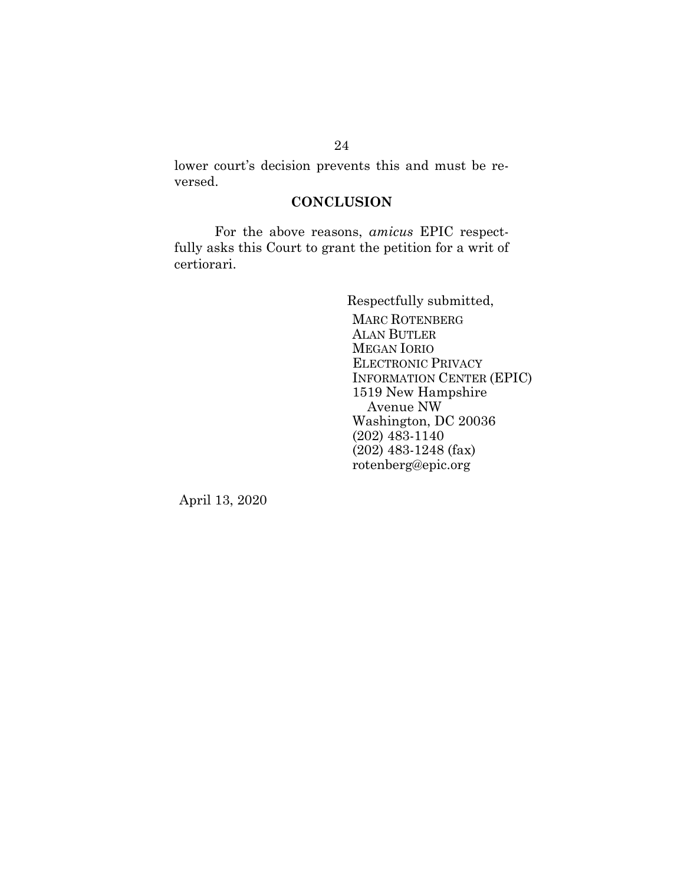lower court's decision prevents this and must be reversed.

## CONCLUSION

For the above reasons, *amicus* EPIC respectfully asks this Court to grant the petition for a writ of certiorari.

Respectfully submitted,

MARC ROTENBERG
ALAN BUTLER
MEGAN IORIO
ELECTRONIC PRIVACY
INFORMATION CENTER (EPIC)
1519 New Hampshire
Avenue NW
Washington, DC 20036
(202) 483-1140
(202) 483-1248 (fax)
rotenberg@epic.org

April 13, 2020